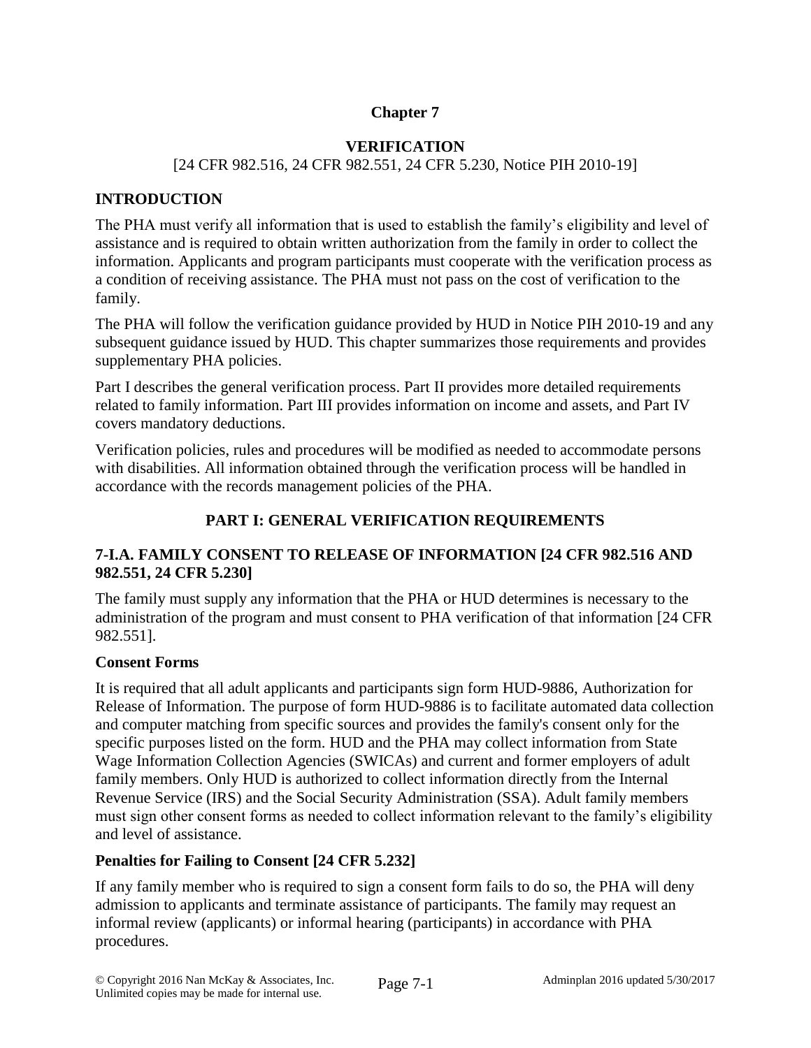# Chapter 7

## VERIFICATION

[24 CFR 982.516, 24 CFR 982.551, 24 CFR 5.230, Notice PIH 2010-19]

## INTRODUCTION

The PHA must verify all information that is used to establish the family's eligibility and level of assistance and is required to obtain written authorization from the family in order to collect the information. Applicants and program participants must cooperate with the verification process as a condition of receiving assistance. The PHA must not pass on the cost of verification to the family.

The PHA will follow the verification guidance provided by HUD in Notice PIH 2010-19 and any subsequent guidance issued by HUD. This chapter summarizes those requirements and provides supplementary PHA policies.

Part I describes the general verification process. Part II provides more detailed requirements related to family information. Part III provides information on income and assets, and Part IV covers mandatory deductions.

Verification policies, rules and procedures will be modified as needed to accommodate persons with disabilities. All information obtained through the verification process will be handled in accordance with the records management policies of the PHA.

## PART I: GENERAL VERIFICATION REQUIREMENTS

### 7-I.A. FAMILY CONSENT TO RELEASE OF INFORMATION [24 CFR 982.516 AND 982.551, 24 CFR 5.230]

The family must supply any information that the PHA or HUD determines is necessary to the administration of the program and must consent to PHA verification of that information [24 CFR 982.551].

#### Consent Forms

It is required that all adult applicants and participants sign form HUD-9886, Authorization for Release of Information. The purpose of form HUD-9886 is to facilitate automated data collection and computer matching from specific sources and provides the family's consent only for the specific purposes listed on the form. HUD and the PHA may collect information from State Wage Information Collection Agencies (SWICAs) and current and former employers of adult family members. Only HUD is authorized to collect information directly from the Internal Revenue Service (IRS) and the Social Security Administration (SSA). Adult family members must sign other consent forms as needed to collect information relevant to the family's eligibility and level of assistance.

#### Penalties for Failing to Consent [24 CFR 5.232]

If any family member who is required to sign a consent form fails to do so, the PHA will deny admission to applicants and terminate assistance of participants. The family may request an informal review (applicants) or informal hearing (participants) in accordance with PHA procedures.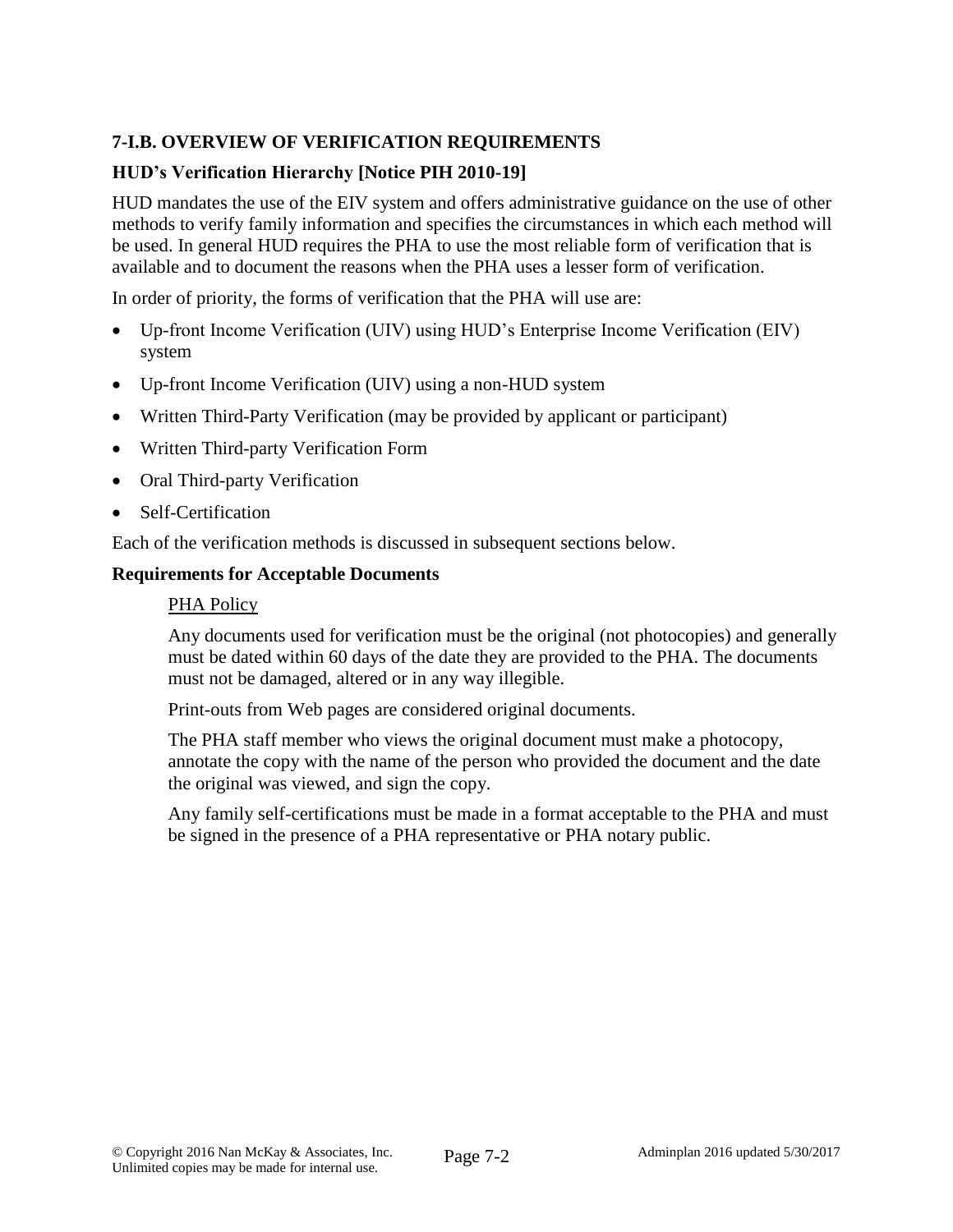## 7-I.B. OVERVIEW OF VERIFICATION REQUIREMENTS

### HUD's Verification Hierarchy [Notice PIH 2010-19]

HUD mandates the use of the EIV system and offers administrative guidance on the use of other methods to verify family information and specifies the circumstances in which each method will be used. In general HUD requires the PHA to use the most reliable form of verification that is available and to document the reasons when the PHA uses a lesser form of verification.

In order of priority, the forms of verification that the PHA will use are:

- Up-front Income Verification (UIV) using HUD's Enterprise Income Verification (EIV) system
- Up-front Income Verification (UIV) using a non-HUD system
- Written Third-Party Verification (may be provided by applicant or participant)
- Written Third-party Verification Form
- Oral Third-party Verification
- Self-Certification

Each of the verification methods is discussed in subsequent sections below.

### Requirements for Acceptable Documents

<u>PHA Policy</u>

Any documents used for verification must be the original (not photocopies) and generally must be dated within 60 days of the date they are provided to the PHA. The documents must not be damaged, altered or in any way illegible.

Print-outs from Web pages are considered original documents.

The PHA staff member who views the original document must make a photocopy, annotate the copy with the name of the person who provided the document and the date the original was viewed, and sign the copy.

Any family self-certifications must be made in a format acceptable to the PHA and must be signed in the presence of a PHA representative or PHA notary public.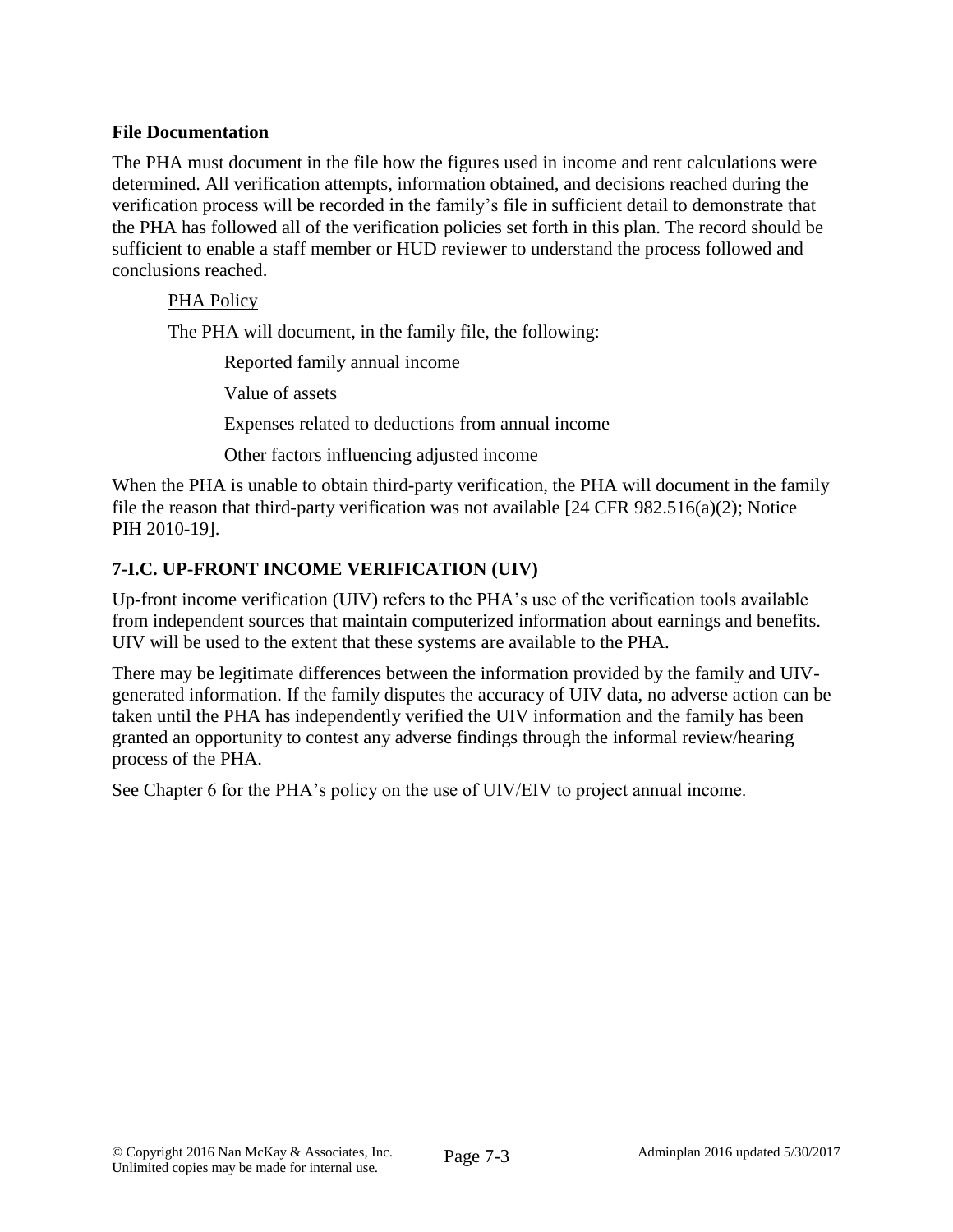**File Documentation**

The PHA must document in the file how the figures used in income and rent calculations were determined. All verification attempts, information obtained, and decisions reached during the verification process will be recorded in the family's file in sufficient detail to demonstrate that the PHA has followed all of the verification policies set forth in this plan. The record should be sufficient to enable a staff member or HUD reviewer to understand the process followed and conclusions reached.

PHA Policy

The PHA will document, in the family file, the following:

Reported family annual income

Value of assets

Expenses related to deductions from annual income

Other factors influencing adjusted income

When the PHA is unable to obtain third-party verification, the PHA will document in the family file the reason that third-party verification was not available [24 CFR 982.516(a)(2); Notice PIH 2010-19].

### 7-I.C. UP-FRONT INCOME VERIFICATION (UIV)

Up-front income verification (UIV) refers to the PHA's use of the verification tools available from independent sources that maintain computerized information about earnings and benefits. UIV will be used to the extent that these systems are available to the PHA.

There may be legitimate differences between the information provided by the family and UIV-generated information. If the family disputes the accuracy of UIV data, no adverse action can be taken until the PHA has independently verified the UIV information and the family has been granted an opportunity to contest any adverse findings through the informal review/hearing process of the PHA.

See Chapter 6 for the PHA's policy on the use of UIV/EIV to project annual income.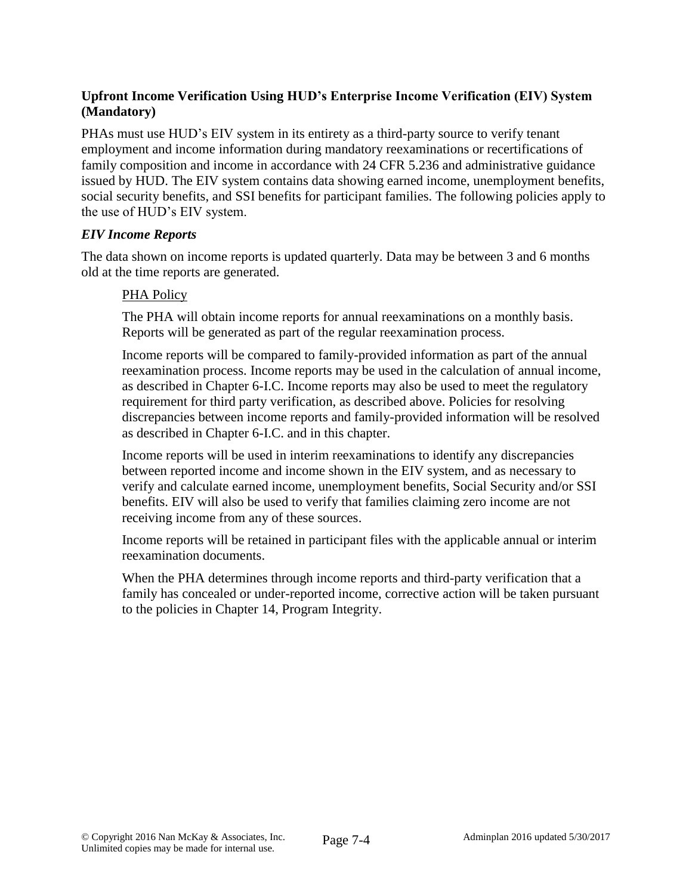### **Upfront Income Verification Using HUD's Enterprise Income Verification (EIV) System (Mandatory)**

PHAs must use HUD's EIV system in its entirety as a third-party source to verify tenant employment and income information during mandatory reexaminations or recertifications of family composition and income in accordance with 24 CFR 5.236 and administrative guidance issued by HUD. The EIV system contains data showing earned income, unemployment benefits, social security benefits, and SSI benefits for participant families. The following policies apply to the use of HUD's EIV system.

#### ***EIV Income Reports***

The data shown on income reports is updated quarterly. Data may be between 3 and 6 months old at the time reports are generated.

> PHA Policy
>
> The PHA will obtain income reports for annual reexaminations on a monthly basis. Reports will be generated as part of the regular reexamination process.
>
> Income reports will be compared to family-provided information as part of the annual reexamination process. Income reports may be used in the calculation of annual income, as described in Chapter 6-I.C. Income reports may also be used to meet the regulatory requirement for third party verification, as described above. Policies for resolving discrepancies between income reports and family-provided information will be resolved as described in Chapter 6-I.C. and in this chapter.
>
> Income reports will be used in interim reexaminations to identify any discrepancies between reported income and income shown in the EIV system, and as necessary to verify and calculate earned income, unemployment benefits, Social Security and/or SSI benefits. EIV will also be used to verify that families claiming zero income are not receiving income from any of these sources.
>
> Income reports will be retained in participant files with the applicable annual or interim reexamination documents.
>
> When the PHA determines through income reports and third-party verification that a family has concealed or under-reported income, corrective action will be taken pursuant to the policies in Chapter 14, Program Integrity.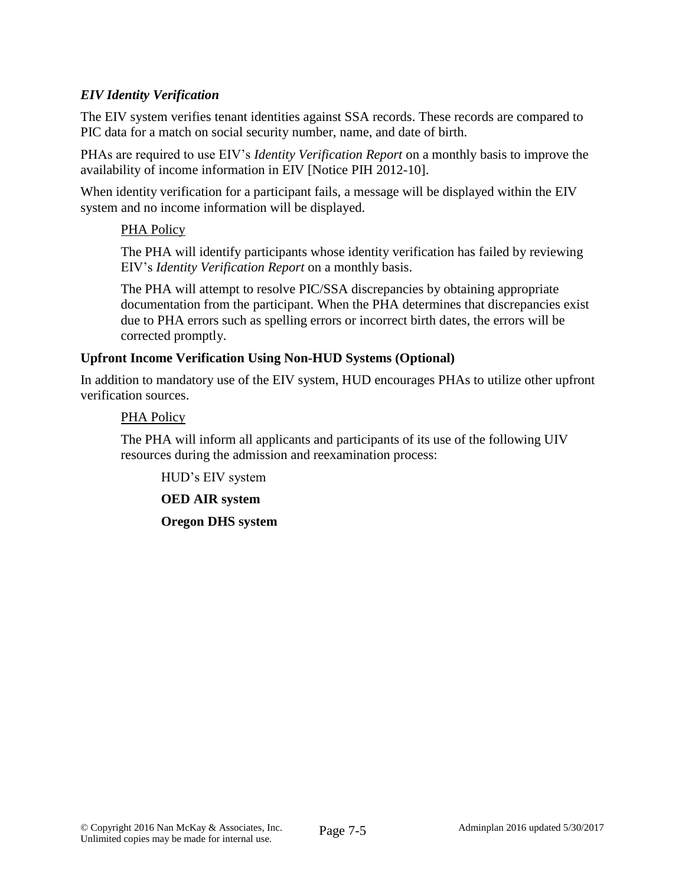### *EIV Identity Verification*

The EIV system verifies tenant identities against SSA records. These records are compared to PIC data for a match on social security number, name, and date of birth.

PHAs are required to use EIV's *Identity Verification Report* on a monthly basis to improve the availability of income information in EIV [Notice PIH 2012-10].

When identity verification for a participant fails, a message will be displayed within the EIV system and no income information will be displayed.

> <u>PHA Policy</u>
>
> The PHA will identify participants whose identity verification has failed by reviewing EIV's *Identity Verification Report* on a monthly basis.
>
> The PHA will attempt to resolve PIC/SSA discrepancies by obtaining appropriate documentation from the participant. When the PHA determines that discrepancies exist due to PHA errors such as spelling errors or incorrect birth dates, the errors will be corrected promptly.

### Upfront Income Verification Using Non-HUD Systems (Optional)

In addition to mandatory use of the EIV system, HUD encourages PHAs to utilize other upfront verification sources.

> <u>PHA Policy</u>
>
> The PHA will inform all applicants and participants of its use of the following UIV resources during the admission and reexamination process:
>
> HUD's EIV system
>
> **OED AIR system**
>
> **Oregon DHS system**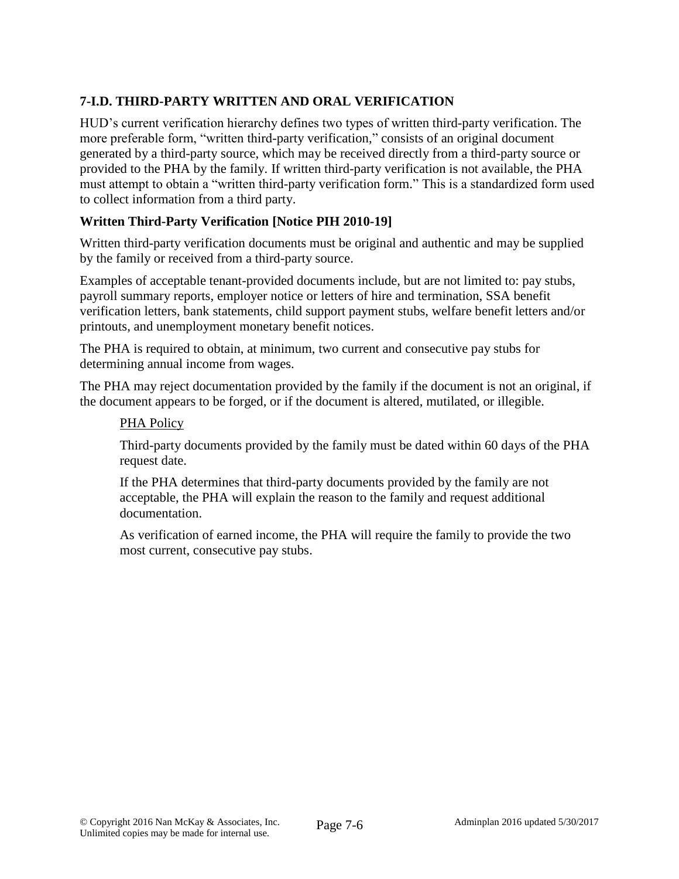### 7-I.D. THIRD-PARTY WRITTEN AND ORAL VERIFICATION

HUD's current verification hierarchy defines two types of written third-party verification. The more preferable form, "written third-party verification," consists of an original document generated by a third-party source, which may be received directly from a third-party source or provided to the PHA by the family. If written third-party verification is not available, the PHA must attempt to obtain a "written third-party verification form." This is a standardized form used to collect information from a third party.

#### Written Third-Party Verification [Notice PIH 2010-19]

Written third-party verification documents must be original and authentic and may be supplied by the family or received from a third-party source.

Examples of acceptable tenant-provided documents include, but are not limited to: pay stubs, payroll summary reports, employer notice or letters of hire and termination, SSA benefit verification letters, bank statements, child support payment stubs, welfare benefit letters and/or printouts, and unemployment monetary benefit notices.

The PHA is required to obtain, at minimum, two current and consecutive pay stubs for determining annual income from wages.

The PHA may reject documentation provided by the family if the document is not an original, if the document appears to be forged, or if the document is altered, mutilated, or illegible.

> PHA Policy
>
> Third-party documents provided by the family must be dated within 60 days of the PHA request date.
>
> If the PHA determines that third-party documents provided by the family are not acceptable, the PHA will explain the reason to the family and request additional documentation.
>
> As verification of earned income, the PHA will require the family to provide the two most current, consecutive pay stubs.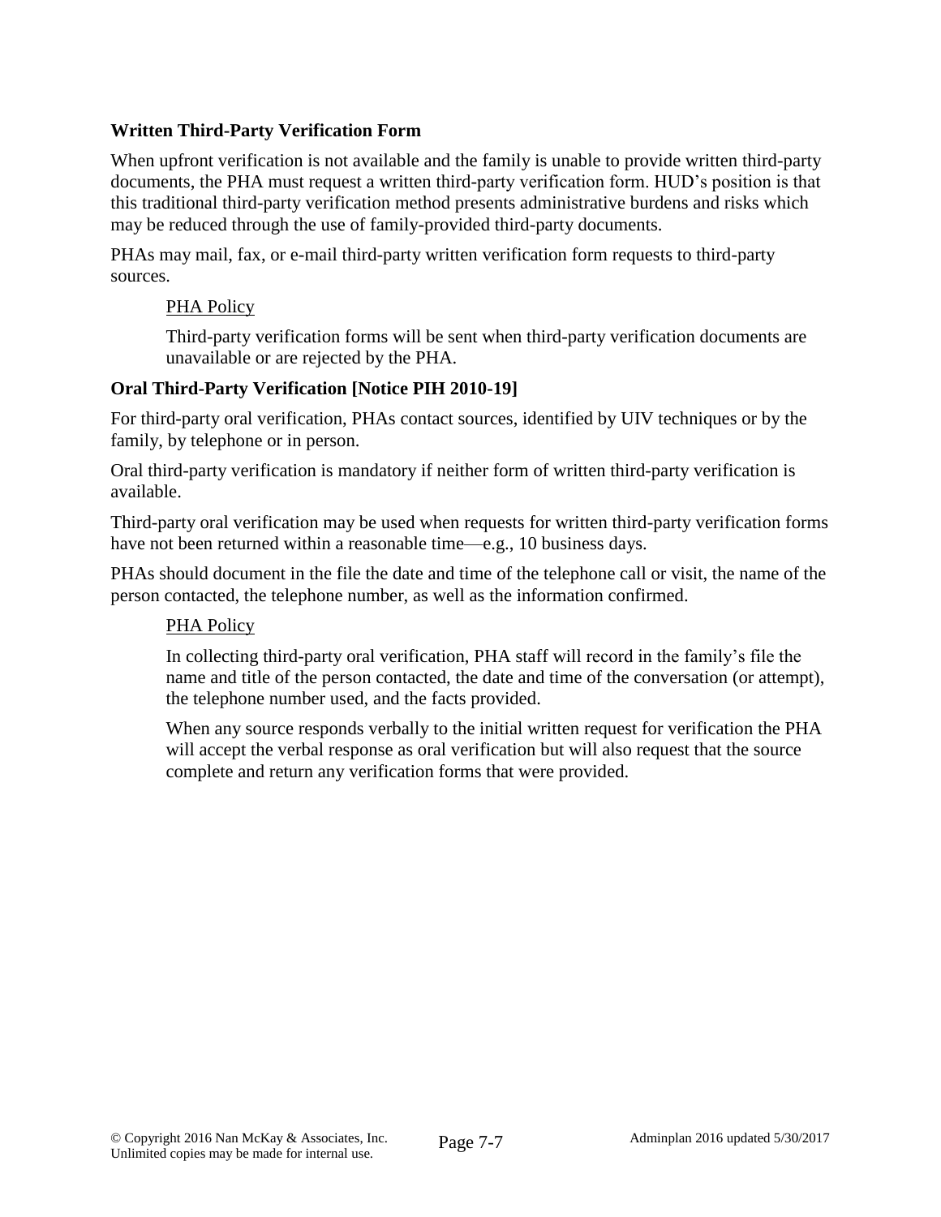### Written Third-Party Verification Form

When upfront verification is not available and the family is unable to provide written third-party documents, the PHA must request a written third-party verification form. HUD's position is that this traditional third-party verification method presents administrative burdens and risks which may be reduced through the use of family-provided third-party documents.

PHAs may mail, fax, or e-mail third-party written verification form requests to third-party sources.

> <u>PHA Policy</u>
>
> Third-party verification forms will be sent when third-party verification documents are unavailable or are rejected by the PHA.

### Oral Third-Party Verification [Notice PIH 2010-19]

For third-party oral verification, PHAs contact sources, identified by UIV techniques or by the family, by telephone or in person.

Oral third-party verification is mandatory if neither form of written third-party verification is available.

Third-party oral verification may be used when requests for written third-party verification forms have not been returned within a reasonable time—e.g., 10 business days.

PHAs should document in the file the date and time of the telephone call or visit, the name of the person contacted, the telephone number, as well as the information confirmed.

> <u>PHA Policy</u>
>
> In collecting third-party oral verification, PHA staff will record in the family's file the name and title of the person contacted, the date and time of the conversation (or attempt), the telephone number used, and the facts provided.
>
> When any source responds verbally to the initial written request for verification the PHA will accept the verbal response as oral verification but will also request that the source complete and return any verification forms that were provided.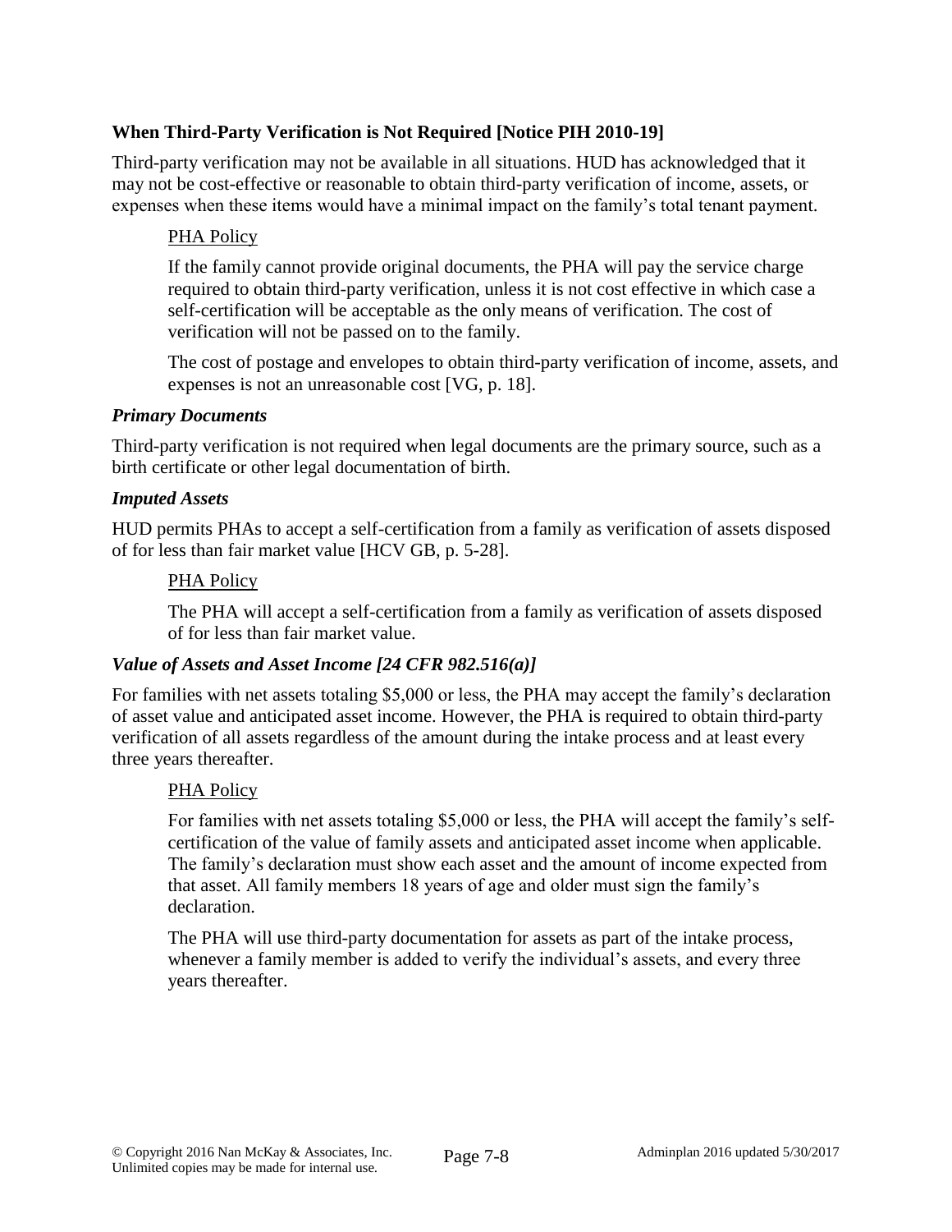### When Third-Party Verification is Not Required [Notice PIH 2010-19]

Third-party verification may not be available in all situations. HUD has acknowledged that it may not be cost-effective or reasonable to obtain third-party verification of income, assets, or expenses when these items would have a minimal impact on the family's total tenant payment.

> PHA Policy
>
> If the family cannot provide original documents, the PHA will pay the service charge required to obtain third-party verification, unless it is not cost effective in which case a self-certification will be acceptable as the only means of verification. The cost of verification will not be passed on to the family.
>
> The cost of postage and envelopes to obtain third-party verification of income, assets, and expenses is not an unreasonable cost [VG, p. 18].

#### *Primary Documents*

Third-party verification is not required when legal documents are the primary source, such as a birth certificate or other legal documentation of birth.

#### *Imputed Assets*

HUD permits PHAs to accept a self-certification from a family as verification of assets disposed of for less than fair market value [HCV GB, p. 5-28].

> PHA Policy
>
> The PHA will accept a self-certification from a family as verification of assets disposed of for less than fair market value.

#### *Value of Assets and Asset Income [24 CFR 982.516(a)]*

For families with net assets totaling $5,000 or less, the PHA may accept the family's declaration of asset value and anticipated asset income. However, the PHA is required to obtain third-party verification of all assets regardless of the amount during the intake process and at least every three years thereafter.

> PHA Policy
>
> For families with net assets totaling $5,000 or less, the PHA will accept the family's self-certification of the value of family assets and anticipated asset income when applicable. The family's declaration must show each asset and the amount of income expected from that asset. All family members 18 years of age and older must sign the family's declaration.
>
> The PHA will use third-party documentation for assets as part of the intake process, whenever a family member is added to verify the individual's assets, and every three years thereafter.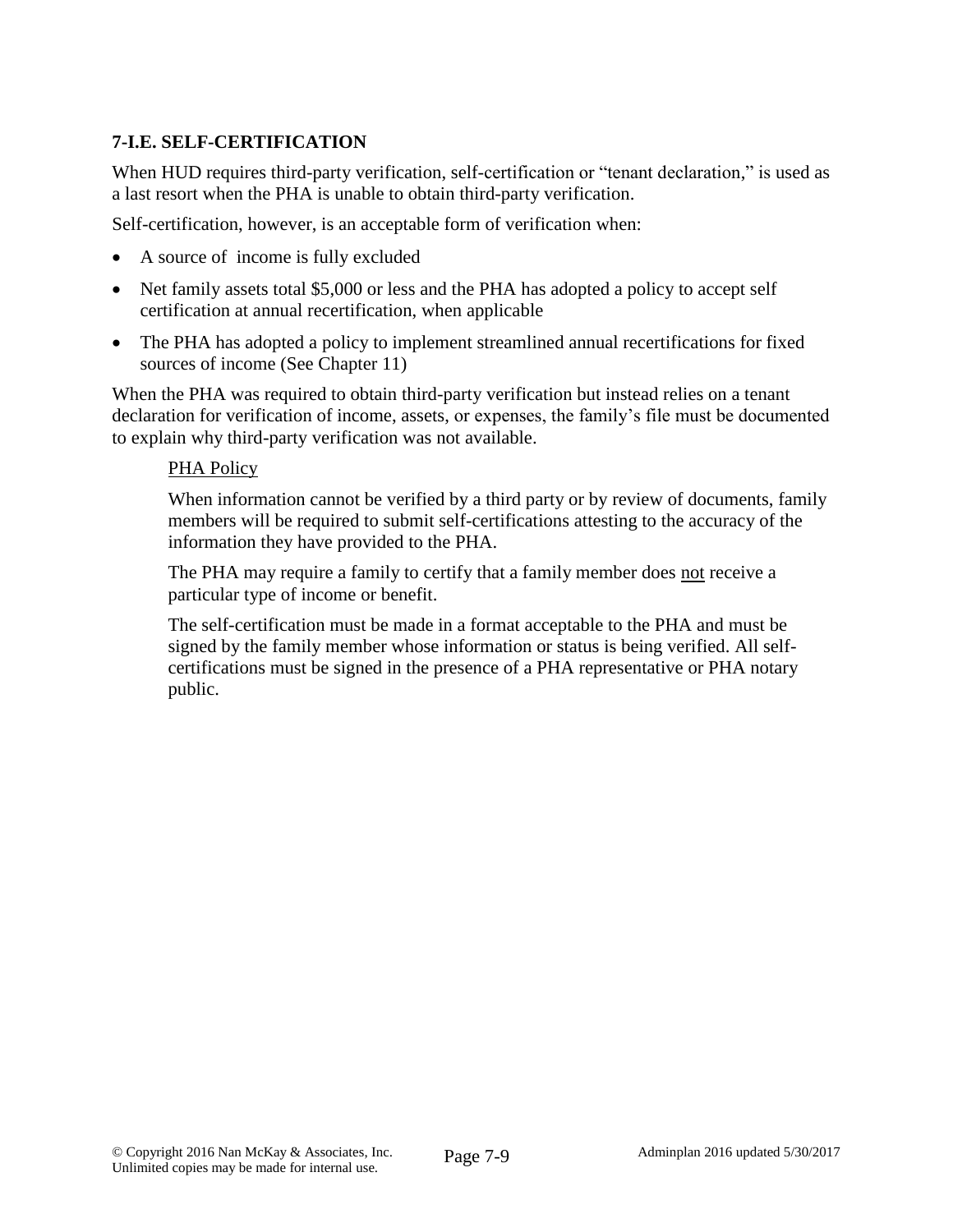### 7-I.E. SELF-CERTIFICATION

When HUD requires third-party verification, self-certification or "tenant declaration," is used as a last resort when the PHA is unable to obtain third-party verification.

Self-certification, however, is an acceptable form of verification when:

- A source of income is fully excluded
- Net family assets total $5,000 or less and the PHA has adopted a policy to accept self certification at annual recertification, when applicable
- The PHA has adopted a policy to implement streamlined annual recertifications for fixed sources of income (See Chapter 11)

When the PHA was required to obtain third-party verification but instead relies on a tenant declaration for verification of income, assets, or expenses, the family's file must be documented to explain why third-party verification was not available.

> PHA Policy
>
> When information cannot be verified by a third party or by review of documents, family members will be required to submit self-certifications attesting to the accuracy of the information they have provided to the PHA.
>
> The PHA may require a family to certify that a family member does not receive a particular type of income or benefit.
>
> The self-certification must be made in a format acceptable to the PHA and must be signed by the family member whose information or status is being verified. All self-certifications must be signed in the presence of a PHA representative or PHA notary public.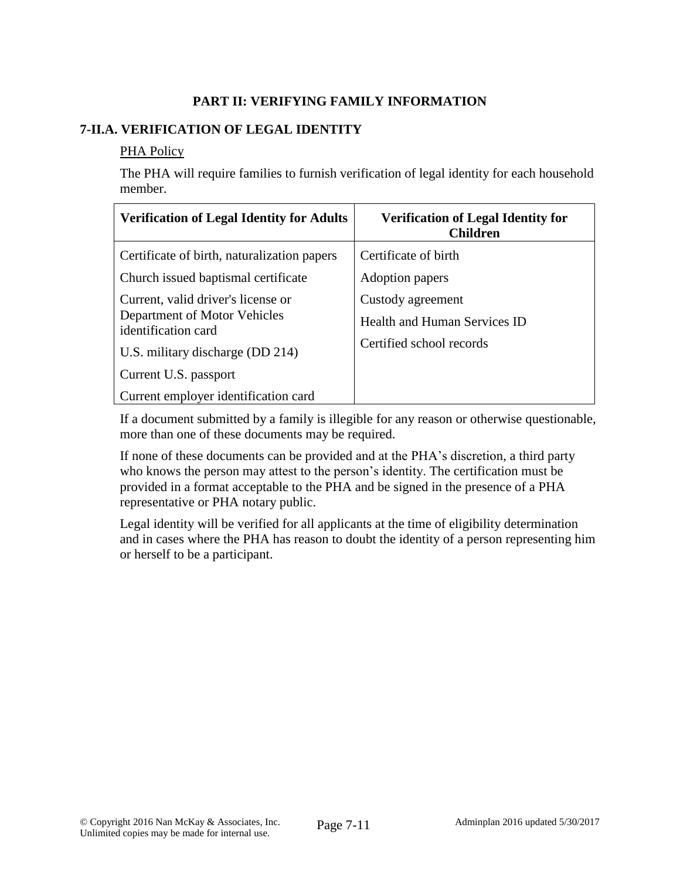## PART II: VERIFYING FAMILY INFORMATION

### 7-II.A. VERIFICATION OF LEGAL IDENTITY

PHA Policy

The PHA will require families to furnish verification of legal identity for each household member.

| Verification of Legal Identity for Adults | Verification of Legal Identity for Children |
|---|---|
| Certificate of birth, naturalization papers | Certificate of birth |
| Church issued baptismal certificate | Adoption papers |
| Current, valid driver's license or Department of Motor Vehicles identification card | Custody agreement |
| U.S. military discharge (DD 214) | Health and Human Services ID |
| Current U.S. passport | Certified school records |
| Current employer identification card | |

If a document submitted by a family is illegible for any reason or otherwise questionable, more than one of these documents may be required.

If none of these documents can be provided and at the PHA's discretion, a third party who knows the person may attest to the person's identity. The certification must be provided in a format acceptable to the PHA and be signed in the presence of a PHA representative or PHA notary public.

Legal identity will be verified for all applicants at the time of eligibility determination and in cases where the PHA has reason to doubt the identity of a person representing him or herself to be a participant.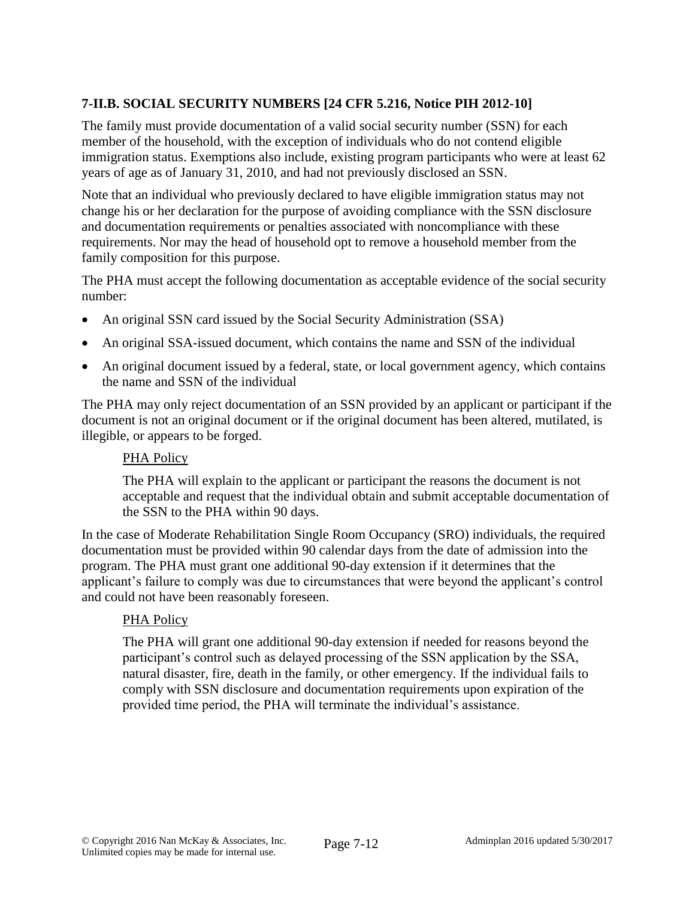### 7-II.B. SOCIAL SECURITY NUMBERS [24 CFR 5.216, Notice PIH 2012-10]

The family must provide documentation of a valid social security number (SSN) for each member of the household, with the exception of individuals who do not contend eligible immigration status. Exemptions also include, existing program participants who were at least 62 years of age as of January 31, 2010, and had not previously disclosed an SSN.

Note that an individual who previously declared to have eligible immigration status may not change his or her declaration for the purpose of avoiding compliance with the SSN disclosure and documentation requirements or penalties associated with noncompliance with these requirements. Nor may the head of household opt to remove a household member from the family composition for this purpose.

The PHA must accept the following documentation as acceptable evidence of the social security number:

- An original SSN card issued by the Social Security Administration (SSA)
- An original SSA-issued document, which contains the name and SSN of the individual
- An original document issued by a federal, state, or local government agency, which contains the name and SSN of the individual

The PHA may only reject documentation of an SSN provided by an applicant or participant if the document is not an original document or if the original document has been altered, mutilated, is illegible, or appears to be forged.

> PHA Policy
>
> The PHA will explain to the applicant or participant the reasons the document is not acceptable and request that the individual obtain and submit acceptable documentation of the SSN to the PHA within 90 days.

In the case of Moderate Rehabilitation Single Room Occupancy (SRO) individuals, the required documentation must be provided within 90 calendar days from the date of admission into the program. The PHA must grant one additional 90-day extension if it determines that the applicant's failure to comply was due to circumstances that were beyond the applicant's control and could not have been reasonably foreseen.

> PHA Policy
>
> The PHA will grant one additional 90-day extension if needed for reasons beyond the participant's control such as delayed processing of the SSN application by the SSA, natural disaster, fire, death in the family, or other emergency. If the individual fails to comply with SSN disclosure and documentation requirements upon expiration of the provided time period, the PHA will terminate the individual's assistance.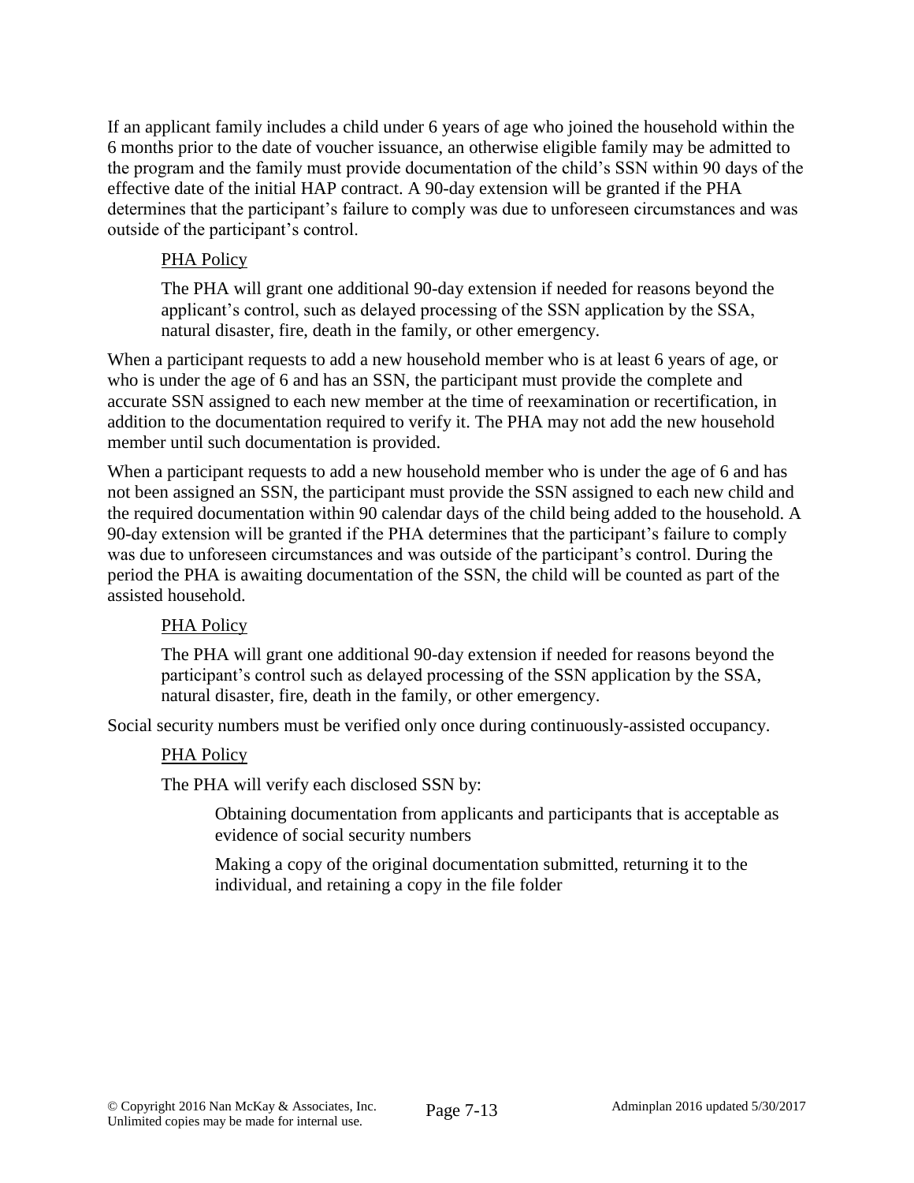If an applicant family includes a child under 6 years of age who joined the household within the 6 months prior to the date of voucher issuance, an otherwise eligible family may be admitted to the program and the family must provide documentation of the child's SSN within 90 days of the effective date of the initial HAP contract. A 90-day extension will be granted if the PHA determines that the participant's failure to comply was due to unforeseen circumstances and was outside of the participant's control.

> PHA Policy
>
> The PHA will grant one additional 90-day extension if needed for reasons beyond the applicant's control, such as delayed processing of the SSN application by the SSA, natural disaster, fire, death in the family, or other emergency.

When a participant requests to add a new household member who is at least 6 years of age, or who is under the age of 6 and has an SSN, the participant must provide the complete and accurate SSN assigned to each new member at the time of reexamination or recertification, in addition to the documentation required to verify it. The PHA may not add the new household member until such documentation is provided.

When a participant requests to add a new household member who is under the age of 6 and has not been assigned an SSN, the participant must provide the SSN assigned to each new child and the required documentation within 90 calendar days of the child being added to the household. A 90-day extension will be granted if the PHA determines that the participant's failure to comply was due to unforeseen circumstances and was outside of the participant's control. During the period the PHA is awaiting documentation of the SSN, the child will be counted as part of the assisted household.

> PHA Policy
>
> The PHA will grant one additional 90-day extension if needed for reasons beyond the participant's control such as delayed processing of the SSN application by the SSA, natural disaster, fire, death in the family, or other emergency.

Social security numbers must be verified only once during continuously-assisted occupancy.

> PHA Policy
>
> The PHA will verify each disclosed SSN by:
>
> > Obtaining documentation from applicants and participants that is acceptable as evidence of social security numbers
> >
> > Making a copy of the original documentation submitted, returning it to the individual, and retaining a copy in the file folder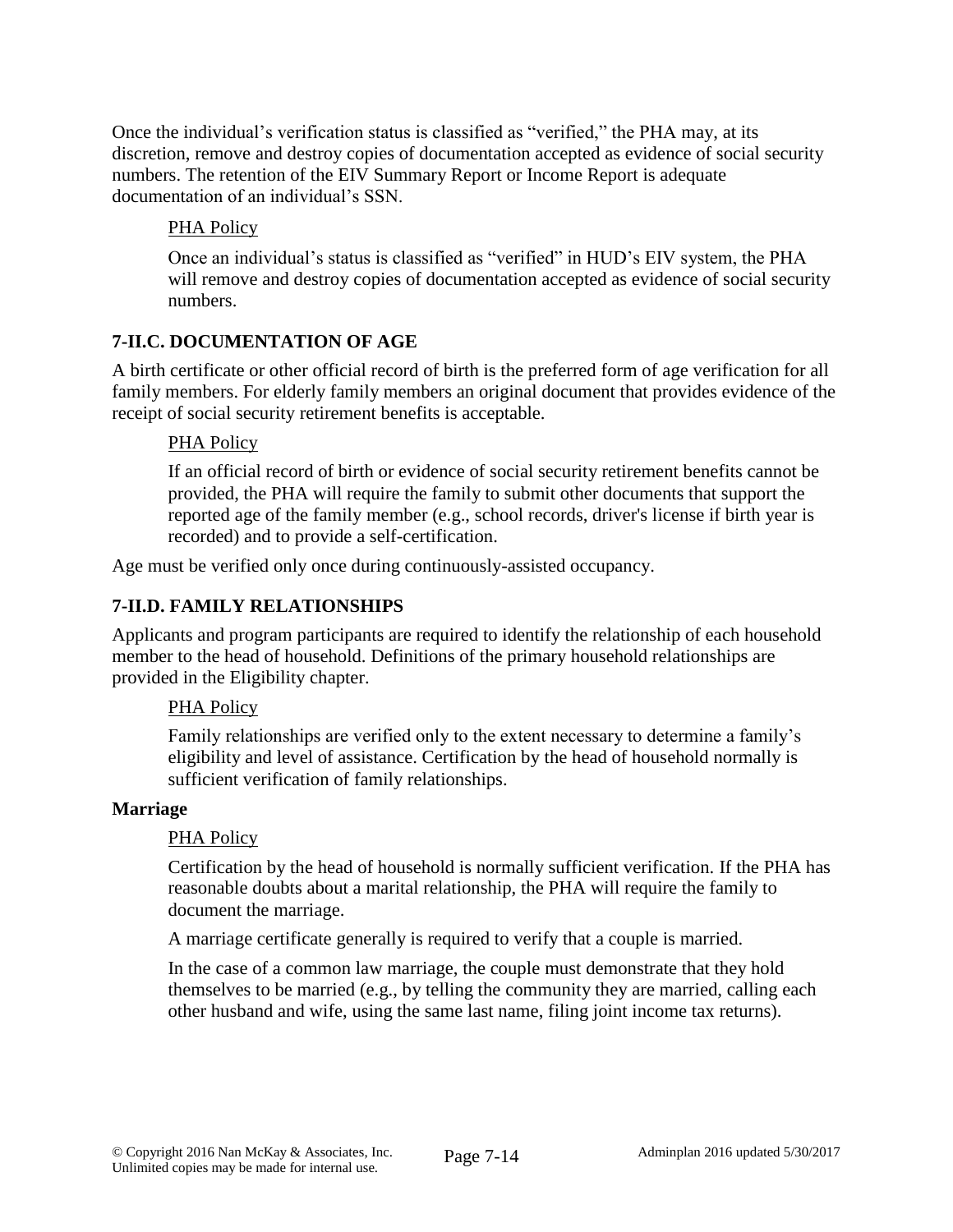Once the individual's verification status is classified as "verified," the PHA may, at its discretion, remove and destroy copies of documentation accepted as evidence of social security numbers. The retention of the EIV Summary Report or Income Report is adequate documentation of an individual's SSN.

<u>PHA Policy</u>

Once an individual's status is classified as "verified" in HUD's EIV system, the PHA will remove and destroy copies of documentation accepted as evidence of social security numbers.

### 7-II.C. DOCUMENTATION OF AGE

A birth certificate or other official record of birth is the preferred form of age verification for all family members. For elderly family members an original document that provides evidence of the receipt of social security retirement benefits is acceptable.

<u>PHA Policy</u>

If an official record of birth or evidence of social security retirement benefits cannot be provided, the PHA will require the family to submit other documents that support the reported age of the family member (e.g., school records, driver's license if birth year is recorded) and to provide a self-certification.

Age must be verified only once during continuously-assisted occupancy.

### 7-II.D. FAMILY RELATIONSHIPS

Applicants and program participants are required to identify the relationship of each household member to the head of household. Definitions of the primary household relationships are provided in the Eligibility chapter.

<u>PHA Policy</u>

Family relationships are verified only to the extent necessary to determine a family's eligibility and level of assistance. Certification by the head of household normally is sufficient verification of family relationships.

#### Marriage

<u>PHA Policy</u>

Certification by the head of household is normally sufficient verification. If the PHA has reasonable doubts about a marital relationship, the PHA will require the family to document the marriage.

A marriage certificate generally is required to verify that a couple is married.

In the case of a common law marriage, the couple must demonstrate that they hold themselves to be married (e.g., by telling the community they are married, calling each other husband and wife, using the same last name, filing joint income tax returns).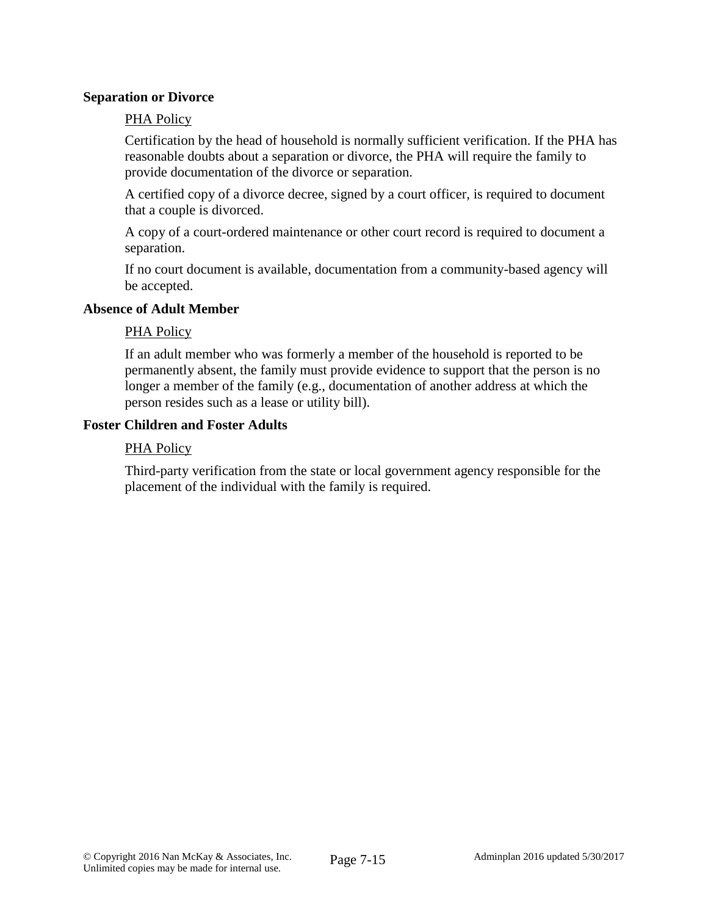**Separation or Divorce**

PHA Policy

Certification by the head of household is normally sufficient verification. If the PHA has reasonable doubts about a separation or divorce, the PHA will require the family to provide documentation of the divorce or separation.

A certified copy of a divorce decree, signed by a court officer, is required to document that a couple is divorced.

A copy of a court-ordered maintenance or other court record is required to document a separation.

If no court document is available, documentation from a community-based agency will be accepted.

**Absence of Adult Member**

PHA Policy

If an adult member who was formerly a member of the household is reported to be permanently absent, the family must provide evidence to support that the person is no longer a member of the family (e.g., documentation of another address at which the person resides such as a lease or utility bill).

**Foster Children and Foster Adults**

PHA Policy

Third-party verification from the state or local government agency responsible for the placement of the individual with the family is required.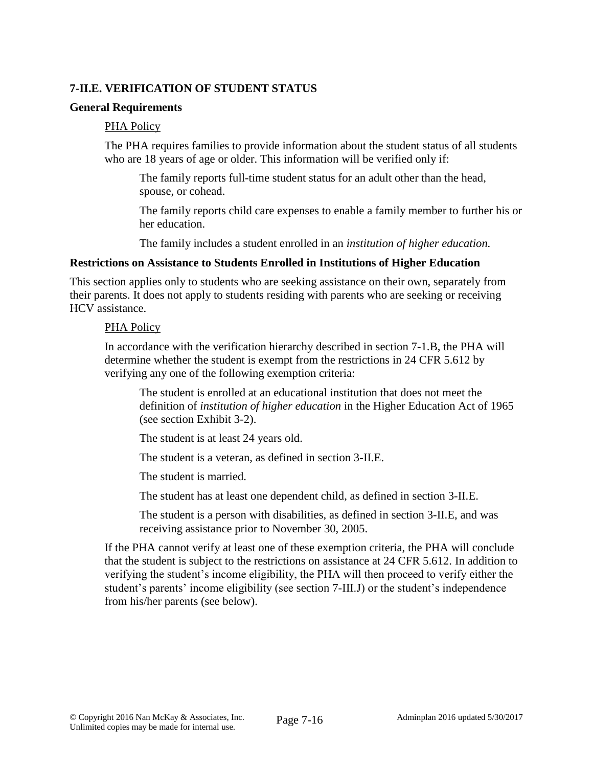## 7-II.E. VERIFICATION OF STUDENT STATUS

### General Requirements

PHA Policy

The PHA requires families to provide information about the student status of all students who are 18 years of age or older. This information will be verified only if:

The family reports full-time student status for an adult other than the head, spouse, or cohead.

The family reports child care expenses to enable a family member to further his or her education.

The family includes a student enrolled in an *institution of higher education.*

### Restrictions on Assistance to Students Enrolled in Institutions of Higher Education

This section applies only to students who are seeking assistance on their own, separately from their parents. It does not apply to students residing with parents who are seeking or receiving HCV assistance.

PHA Policy

In accordance with the verification hierarchy described in section 7-1.B, the PHA will determine whether the student is exempt from the restrictions in 24 CFR 5.612 by verifying any one of the following exemption criteria:

The student is enrolled at an educational institution that does not meet the definition of *institution of higher education* in the Higher Education Act of 1965 (see section Exhibit 3-2).

The student is at least 24 years old.

The student is a veteran, as defined in section 3-II.E.

The student is married.

The student has at least one dependent child, as defined in section 3-II.E.

The student is a person with disabilities, as defined in section 3-II.E, and was receiving assistance prior to November 30, 2005.

If the PHA cannot verify at least one of these exemption criteria, the PHA will conclude that the student is subject to the restrictions on assistance at 24 CFR 5.612. In addition to verifying the student's income eligibility, the PHA will then proceed to verify either the student's parents' income eligibility (see section 7-III.J) or the student's independence from his/her parents (see below).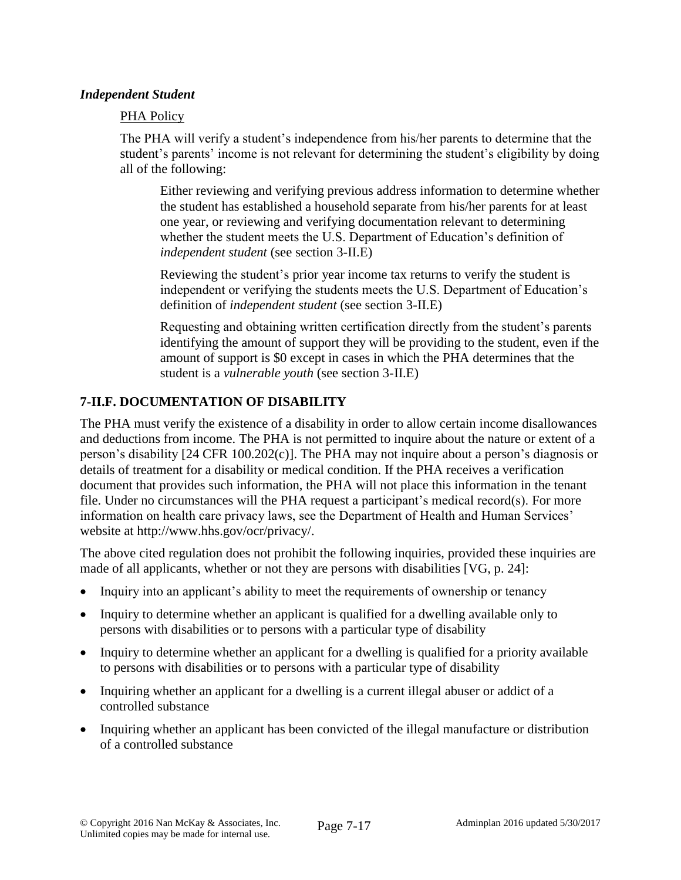***Independent Student***

PHA Policy

The PHA will verify a student's independence from his/her parents to determine that the student's parents' income is not relevant for determining the student's eligibility by doing all of the following:

Either reviewing and verifying previous address information to determine whether the student has established a household separate from his/her parents for at least one year, or reviewing and verifying documentation relevant to determining whether the student meets the U.S. Department of Education's definition of *independent student* (see section 3-II.E)

Reviewing the student's prior year income tax returns to verify the student is independent or verifying the students meets the U.S. Department of Education's definition of *independent student* (see section 3-II.E)

Requesting and obtaining written certification directly from the student's parents identifying the amount of support they will be providing to the student, even if the amount of support is $0 except in cases in which the PHA determines that the student is a *vulnerable youth* (see section 3-II.E)

## 7-II.F. DOCUMENTATION OF DISABILITY

The PHA must verify the existence of a disability in order to allow certain income disallowances and deductions from income. The PHA is not permitted to inquire about the nature or extent of a person's disability [24 CFR 100.202(c)]. The PHA may not inquire about a person's diagnosis or details of treatment for a disability or medical condition. If the PHA receives a verification document that provides such information, the PHA will not place this information in the tenant file. Under no circumstances will the PHA request a participant's medical record(s). For more information on health care privacy laws, see the Department of Health and Human Services' website at http://www.hhs.gov/ocr/privacy/.

The above cited regulation does not prohibit the following inquiries, provided these inquiries are made of all applicants, whether or not they are persons with disabilities [VG, p. 24]:

- Inquiry into an applicant's ability to meet the requirements of ownership or tenancy
- Inquiry to determine whether an applicant is qualified for a dwelling available only to persons with disabilities or to persons with a particular type of disability
- Inquiry to determine whether an applicant for a dwelling is qualified for a priority available to persons with disabilities or to persons with a particular type of disability
- Inquiring whether an applicant for a dwelling is a current illegal abuser or addict of a controlled substance
- Inquiring whether an applicant has been convicted of the illegal manufacture or distribution of a controlled substance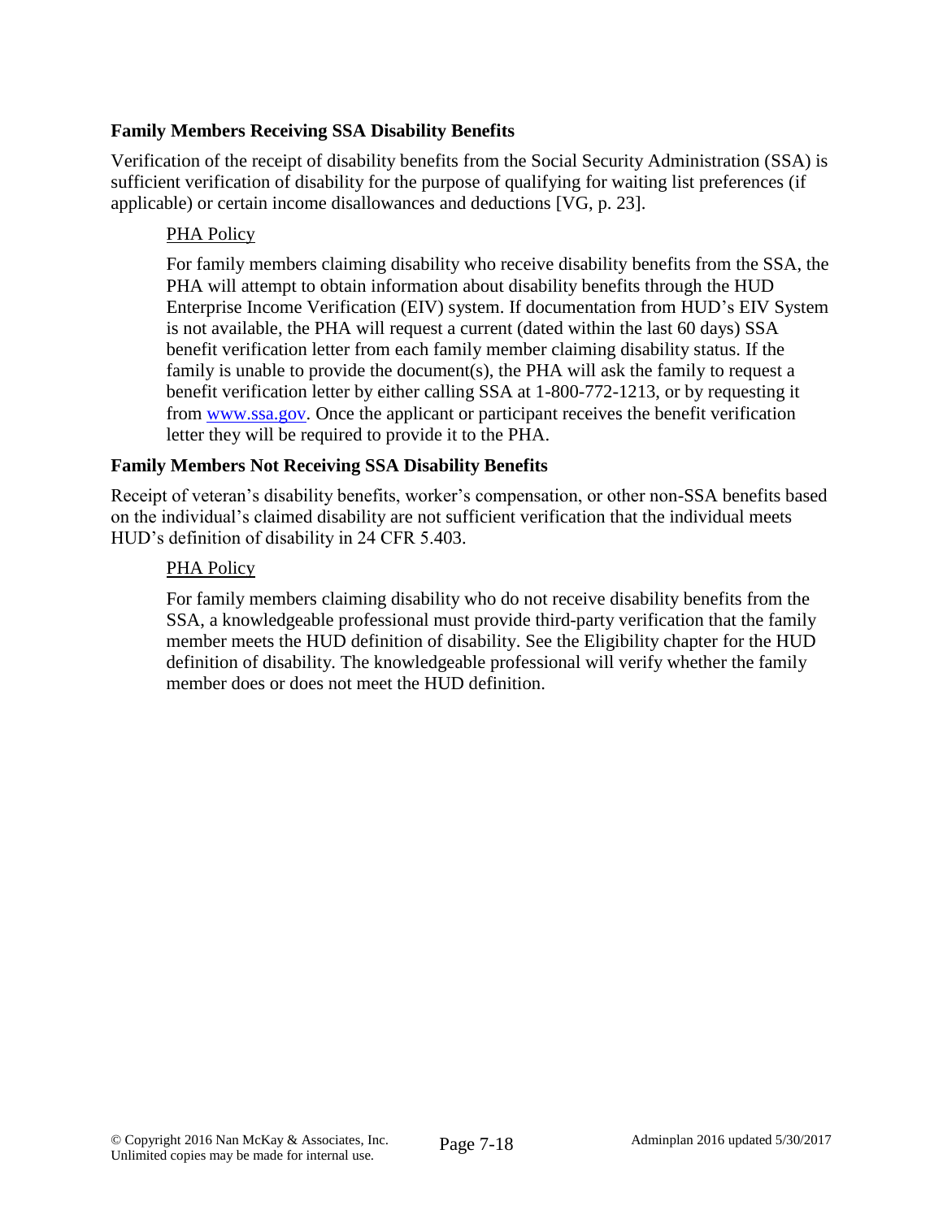### Family Members Receiving SSA Disability Benefits

Verification of the receipt of disability benefits from the Social Security Administration (SSA) is sufficient verification of disability for the purpose of qualifying for waiting list preferences (if applicable) or certain income disallowances and deductions [VG, p. 23].

PHA Policy

For family members claiming disability who receive disability benefits from the SSA, the PHA will attempt to obtain information about disability benefits through the HUD Enterprise Income Verification (EIV) system. If documentation from HUD's EIV System is not available, the PHA will request a current (dated within the last 60 days) SSA benefit verification letter from each family member claiming disability status. If the family is unable to provide the document(s), the PHA will ask the family to request a benefit verification letter by either calling SSA at 1-800-772-1213, or by requesting it from [www.ssa.gov](http://www.ssa.gov). Once the applicant or participant receives the benefit verification letter they will be required to provide it to the PHA.

### Family Members Not Receiving SSA Disability Benefits

Receipt of veteran's disability benefits, worker's compensation, or other non-SSA benefits based on the individual's claimed disability are not sufficient verification that the individual meets HUD's definition of disability in 24 CFR 5.403.

PHA Policy

For family members claiming disability who do not receive disability benefits from the SSA, a knowledgeable professional must provide third-party verification that the family member meets the HUD definition of disability. See the Eligibility chapter for the HUD definition of disability. The knowledgeable professional will verify whether the family member does or does not meet the HUD definition.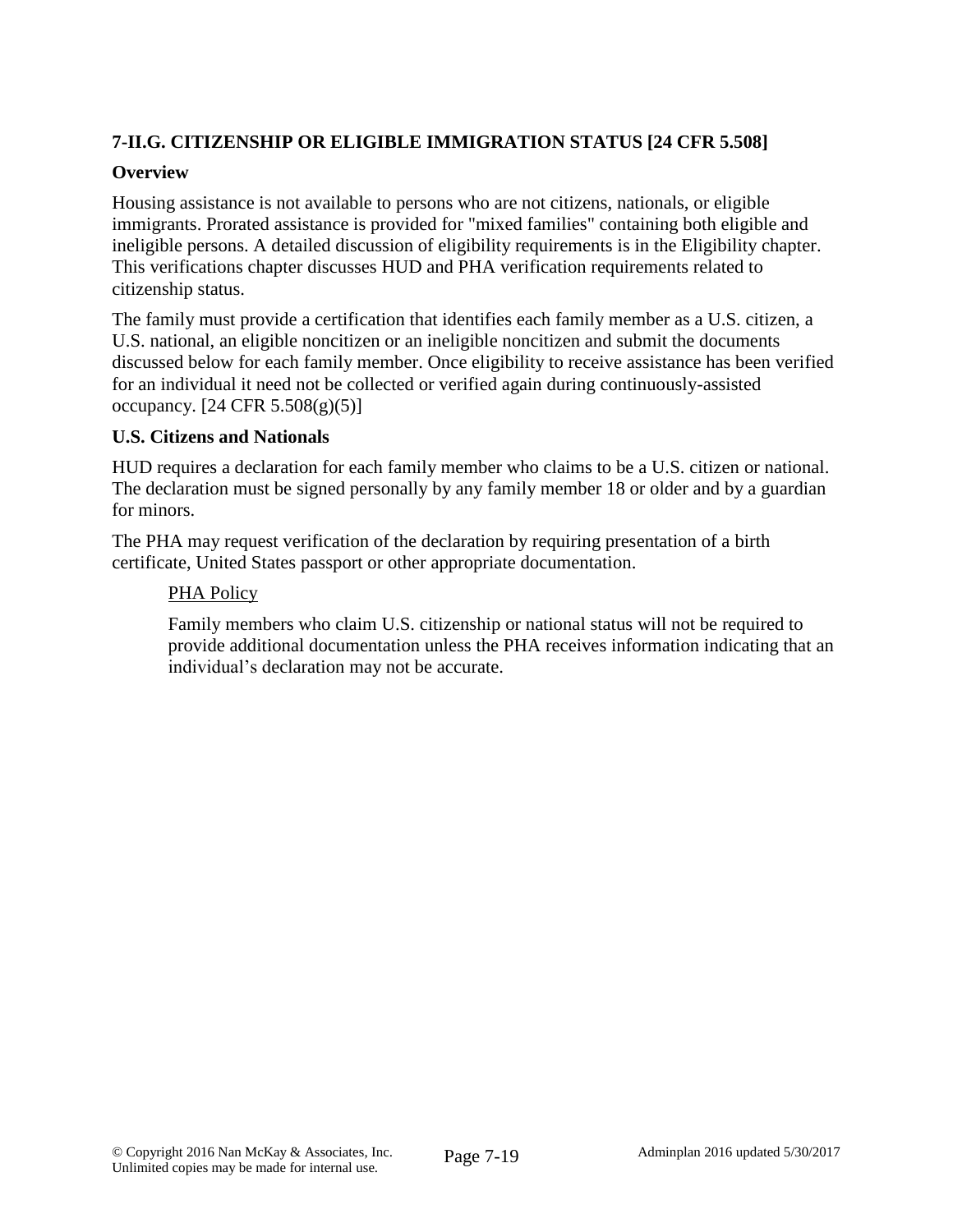### 7-II.G. CITIZENSHIP OR ELIGIBLE IMMIGRATION STATUS [24 CFR 5.508]

**Overview**

Housing assistance is not available to persons who are not citizens, nationals, or eligible immigrants. Prorated assistance is provided for "mixed families" containing both eligible and ineligible persons. A detailed discussion of eligibility requirements is in the Eligibility chapter. This verifications chapter discusses HUD and PHA verification requirements related to citizenship status.

The family must provide a certification that identifies each family member as a U.S. citizen, a U.S. national, an eligible noncitizen or an ineligible noncitizen and submit the documents discussed below for each family member. Once eligibility to receive assistance has been verified for an individual it need not be collected or verified again during continuously-assisted occupancy. [24 CFR 5.508(g)(5)]

**U.S. Citizens and Nationals**

HUD requires a declaration for each family member who claims to be a U.S. citizen or national. The declaration must be signed personally by any family member 18 or older and by a guardian for minors.

The PHA may request verification of the declaration by requiring presentation of a birth certificate, United States passport or other appropriate documentation.

PHA Policy

Family members who claim U.S. citizenship or national status will not be required to provide additional documentation unless the PHA receives information indicating that an individual's declaration may not be accurate.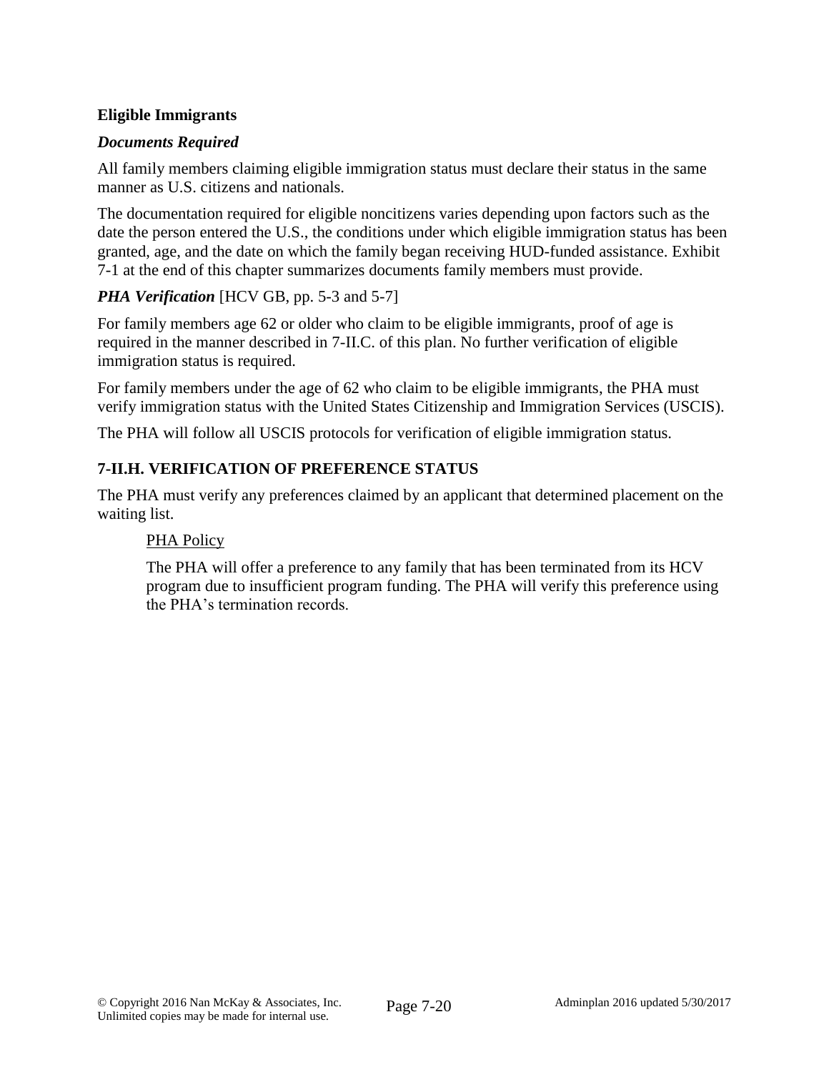**Eligible Immigrants**

***Documents Required***

All family members claiming eligible immigration status must declare their status in the same manner as U.S. citizens and nationals.

The documentation required for eligible noncitizens varies depending upon factors such as the date the person entered the U.S., the conditions under which eligible immigration status has been granted, age, and the date on which the family began receiving HUD-funded assistance. Exhibit 7-1 at the end of this chapter summarizes documents family members must provide.

***PHA Verification*** [HCV GB, pp. 5-3 and 5-7]

For family members age 62 or older who claim to be eligible immigrants, proof of age is required in the manner described in 7-II.C. of this plan. No further verification of eligible immigration status is required.

For family members under the age of 62 who claim to be eligible immigrants, the PHA must verify immigration status with the United States Citizenship and Immigration Services (USCIS).

The PHA will follow all USCIS protocols for verification of eligible immigration status.

## 7-II.H. VERIFICATION OF PREFERENCE STATUS

The PHA must verify any preferences claimed by an applicant that determined placement on the waiting list.

> PHA Policy
>
> The PHA will offer a preference to any family that has been terminated from its HCV program due to insufficient program funding. The PHA will verify this preference using the PHA's termination records.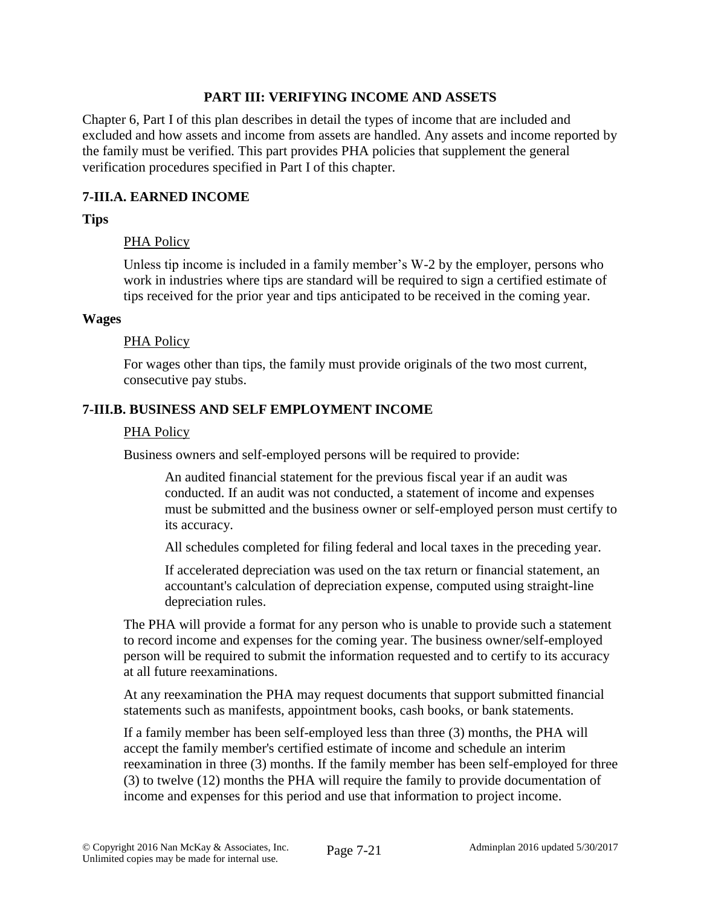## PART III: VERIFYING INCOME AND ASSETS

Chapter 6, Part I of this plan describes in detail the types of income that are included and excluded and how assets and income from assets are handled. Any assets and income reported by the family must be verified. This part provides PHA policies that supplement the general verification procedures specified in Part I of this chapter.

### 7-III.A. EARNED INCOME

**Tips**

PHA Policy

Unless tip income is included in a family member's W-2 by the employer, persons who work in industries where tips are standard will be required to sign a certified estimate of tips received for the prior year and tips anticipated to be received in the coming year.

**Wages**

PHA Policy

For wages other than tips, the family must provide originals of the two most current, consecutive pay stubs.

### 7-III.B. BUSINESS AND SELF EMPLOYMENT INCOME

PHA Policy

Business owners and self-employed persons will be required to provide:

An audited financial statement for the previous fiscal year if an audit was conducted. If an audit was not conducted, a statement of income and expenses must be submitted and the business owner or self-employed person must certify to its accuracy.

All schedules completed for filing federal and local taxes in the preceding year.

If accelerated depreciation was used on the tax return or financial statement, an accountant's calculation of depreciation expense, computed using straight-line depreciation rules.

The PHA will provide a format for any person who is unable to provide such a statement to record income and expenses for the coming year. The business owner/self-employed person will be required to submit the information requested and to certify to its accuracy at all future reexaminations.

At any reexamination the PHA may request documents that support submitted financial statements such as manifests, appointment books, cash books, or bank statements.

If a family member has been self-employed less than three (3) months, the PHA will accept the family member's certified estimate of income and schedule an interim reexamination in three (3) months. If the family member has been self-employed for three (3) to twelve (12) months the PHA will require the family to provide documentation of income and expenses for this period and use that information to project income.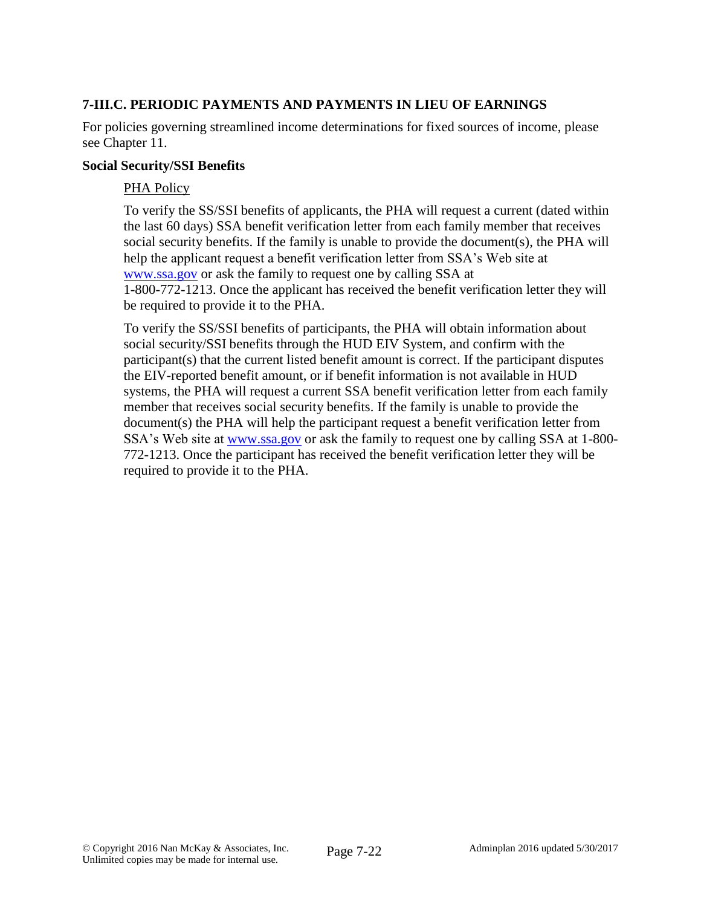## 7-III.C. PERIODIC PAYMENTS AND PAYMENTS IN LIEU OF EARNINGS

For policies governing streamlined income determinations for fixed sources of income, please see Chapter 11.

### Social Security/SSI Benefits

<u>PHA Policy</u>

To verify the SS/SSI benefits of applicants, the PHA will request a current (dated within the last 60 days) SSA benefit verification letter from each family member that receives social security benefits. If the family is unable to provide the document(s), the PHA will help the applicant request a benefit verification letter from SSA's Web site at www.ssa.gov or ask the family to request one by calling SSA at 1-800-772-1213. Once the applicant has received the benefit verification letter they will be required to provide it to the PHA.

To verify the SS/SSI benefits of participants, the PHA will obtain information about social security/SSI benefits through the HUD EIV System, and confirm with the participant(s) that the current listed benefit amount is correct. If the participant disputes the EIV-reported benefit amount, or if benefit information is not available in HUD systems, the PHA will request a current SSA benefit verification letter from each family member that receives social security benefits. If the family is unable to provide the document(s) the PHA will help the participant request a benefit verification letter from SSA's Web site at www.ssa.gov or ask the family to request one by calling SSA at 1-800-772-1213. Once the participant has received the benefit verification letter they will be required to provide it to the PHA.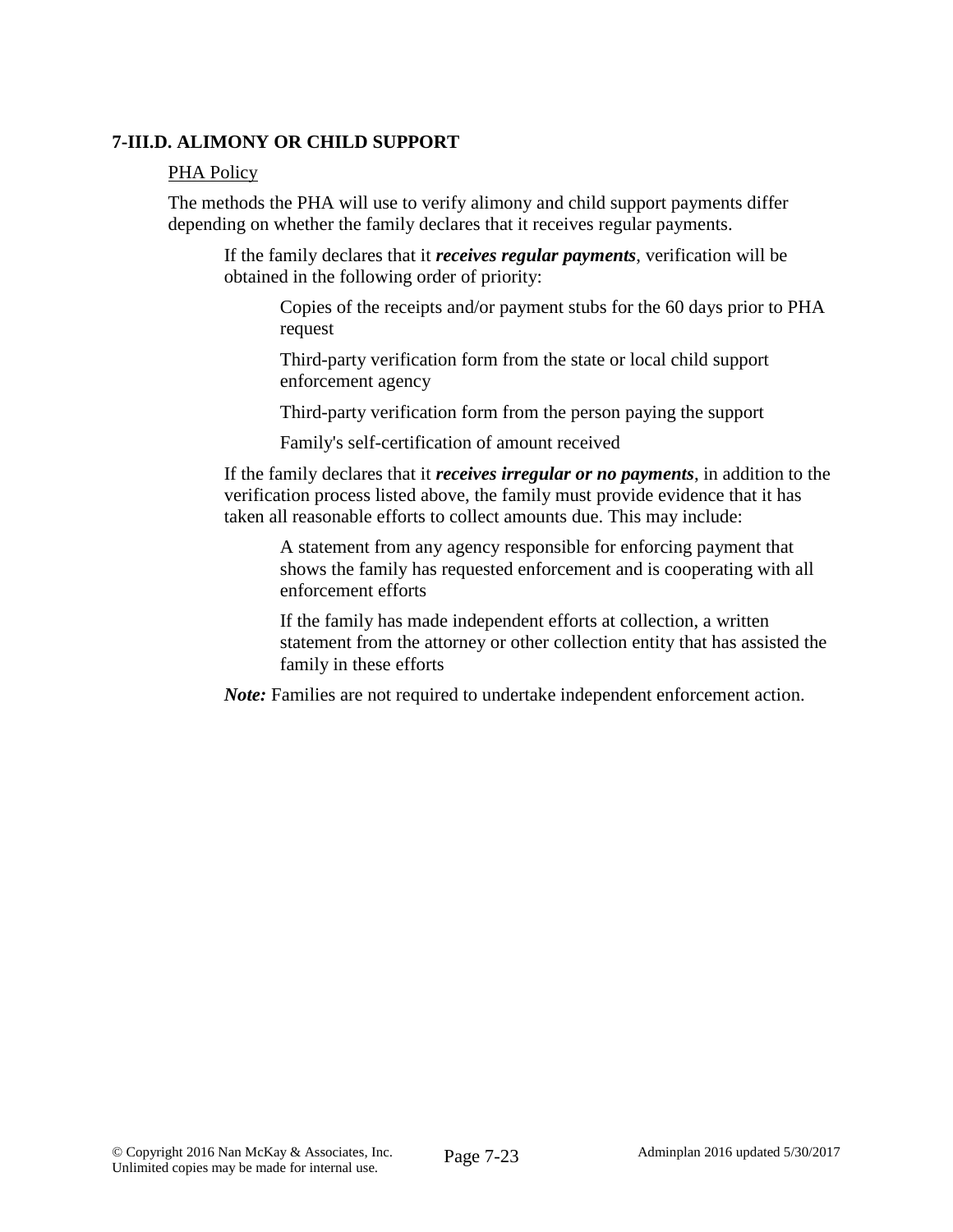### 7-III.D. ALIMONY OR CHILD SUPPORT

PHA Policy

The methods the PHA will use to verify alimony and child support payments differ depending on whether the family declares that it receives regular payments.

If the family declares that it ***receives regular payments***, verification will be obtained in the following order of priority:

- Copies of the receipts and/or payment stubs for the 60 days prior to PHA request
- Third-party verification form from the state or local child support enforcement agency
- Third-party verification form from the person paying the support
- Family's self-certification of amount received

If the family declares that it ***receives irregular or no payments***, in addition to the verification process listed above, the family must provide evidence that it has taken all reasonable efforts to collect amounts due. This may include:

- A statement from any agency responsible for enforcing payment that shows the family has requested enforcement and is cooperating with all enforcement efforts
- If the family has made independent efforts at collection, a written statement from the attorney or other collection entity that has assisted the family in these efforts

***Note:*** Families are not required to undertake independent enforcement action.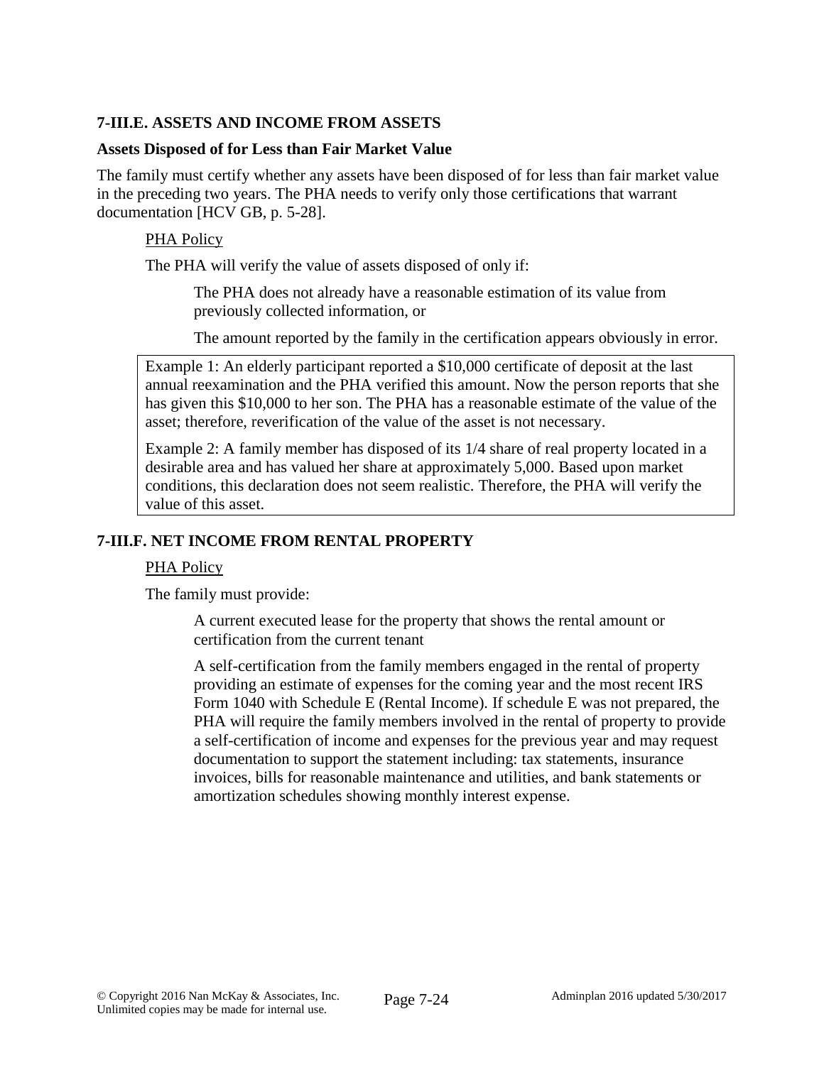## 7-III.E. ASSETS AND INCOME FROM ASSETS

### Assets Disposed of for Less than Fair Market Value

The family must certify whether any assets have been disposed of for less than fair market value in the preceding two years. The PHA needs to verify only those certifications that warrant documentation [HCV GB, p. 5-28].

PHA Policy

The PHA will verify the value of assets disposed of only if:

The PHA does not already have a reasonable estimation of its value from previously collected information, or

The amount reported by the family in the certification appears obviously in error.

> Example 1: An elderly participant reported a $10,000 certificate of deposit at the last annual reexamination and the PHA verified this amount. Now the person reports that she has given this $10,000 to her son. The PHA has a reasonable estimate of the value of the asset; therefore, reverification of the value of the asset is not necessary.
>
> Example 2: A family member has disposed of its 1/4 share of real property located in a desirable area and has valued her share at approximately 5,000. Based upon market conditions, this declaration does not seem realistic. Therefore, the PHA will verify the value of this asset.

## 7-III.F. NET INCOME FROM RENTAL PROPERTY

PHA Policy

The family must provide:

A current executed lease for the property that shows the rental amount or certification from the current tenant

A self-certification from the family members engaged in the rental of property providing an estimate of expenses for the coming year and the most recent IRS Form 1040 with Schedule E (Rental Income). If schedule E was not prepared, the PHA will require the family members involved in the rental of property to provide a self-certification of income and expenses for the previous year and may request documentation to support the statement including: tax statements, insurance invoices, bills for reasonable maintenance and utilities, and bank statements or amortization schedules showing monthly interest expense.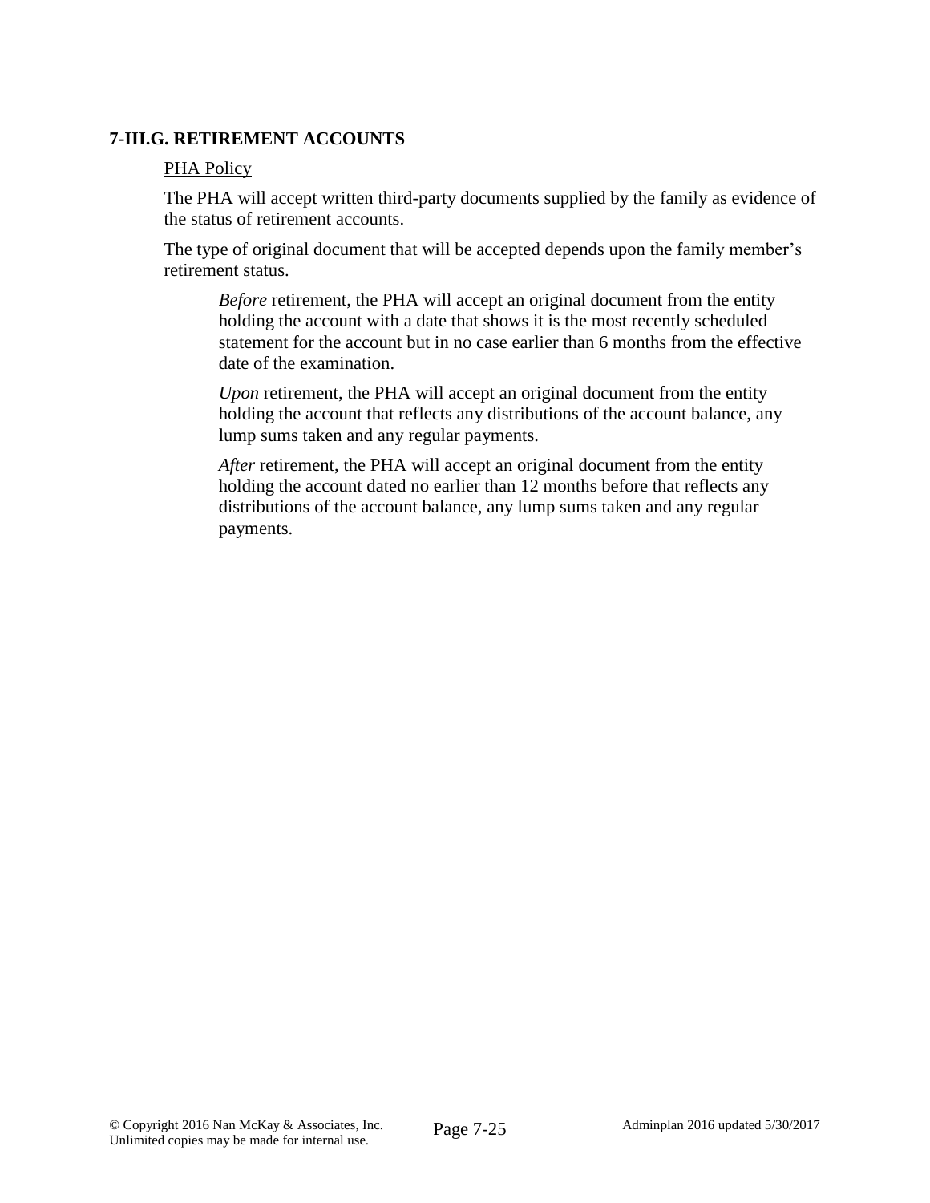### 7-III.G. RETIREMENT ACCOUNTS

PHA Policy

The PHA will accept written third-party documents supplied by the family as evidence of the status of retirement accounts.

The type of original document that will be accepted depends upon the family member's retirement status.

*Before* retirement, the PHA will accept an original document from the entity holding the account with a date that shows it is the most recently scheduled statement for the account but in no case earlier than 6 months from the effective date of the examination.

*Upon* retirement, the PHA will accept an original document from the entity holding the account that reflects any distributions of the account balance, any lump sums taken and any regular payments.

*After* retirement, the PHA will accept an original document from the entity holding the account dated no earlier than 12 months before that reflects any distributions of the account balance, any lump sums taken and any regular payments.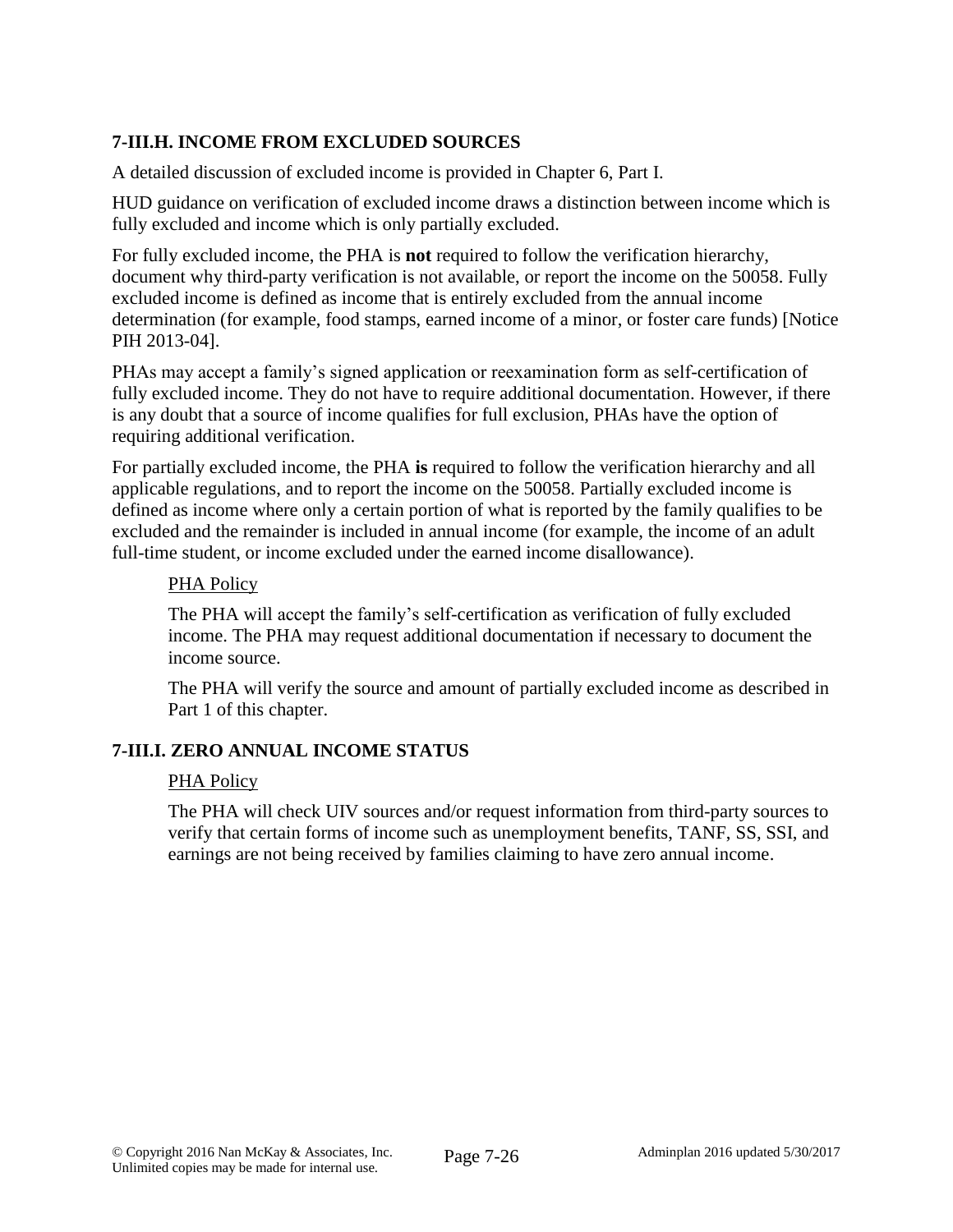### 7-III.H. INCOME FROM EXCLUDED SOURCES

A detailed discussion of excluded income is provided in Chapter 6, Part I.

HUD guidance on verification of excluded income draws a distinction between income which is fully excluded and income which is only partially excluded.

For fully excluded income, the PHA is **not** required to follow the verification hierarchy, document why third-party verification is not available, or report the income on the 50058. Fully excluded income is defined as income that is entirely excluded from the annual income determination (for example, food stamps, earned income of a minor, or foster care funds) [Notice PIH 2013-04].

PHAs may accept a family's signed application or reexamination form as self-certification of fully excluded income. They do not have to require additional documentation. However, if there is any doubt that a source of income qualifies for full exclusion, PHAs have the option of requiring additional verification.

For partially excluded income, the PHA **is** required to follow the verification hierarchy and all applicable regulations, and to report the income on the 50058. Partially excluded income is defined as income where only a certain portion of what is reported by the family qualifies to be excluded and the remainder is included in annual income (for example, the income of an adult full-time student, or income excluded under the earned income disallowance).

> PHA Policy
>
> The PHA will accept the family's self-certification as verification of fully excluded income. The PHA may request additional documentation if necessary to document the income source.
>
> The PHA will verify the source and amount of partially excluded income as described in Part 1 of this chapter.

### 7-III.I. ZERO ANNUAL INCOME STATUS

> PHA Policy
>
> The PHA will check UIV sources and/or request information from third-party sources to verify that certain forms of income such as unemployment benefits, TANF, SS, SSI, and earnings are not being received by families claiming to have zero annual income.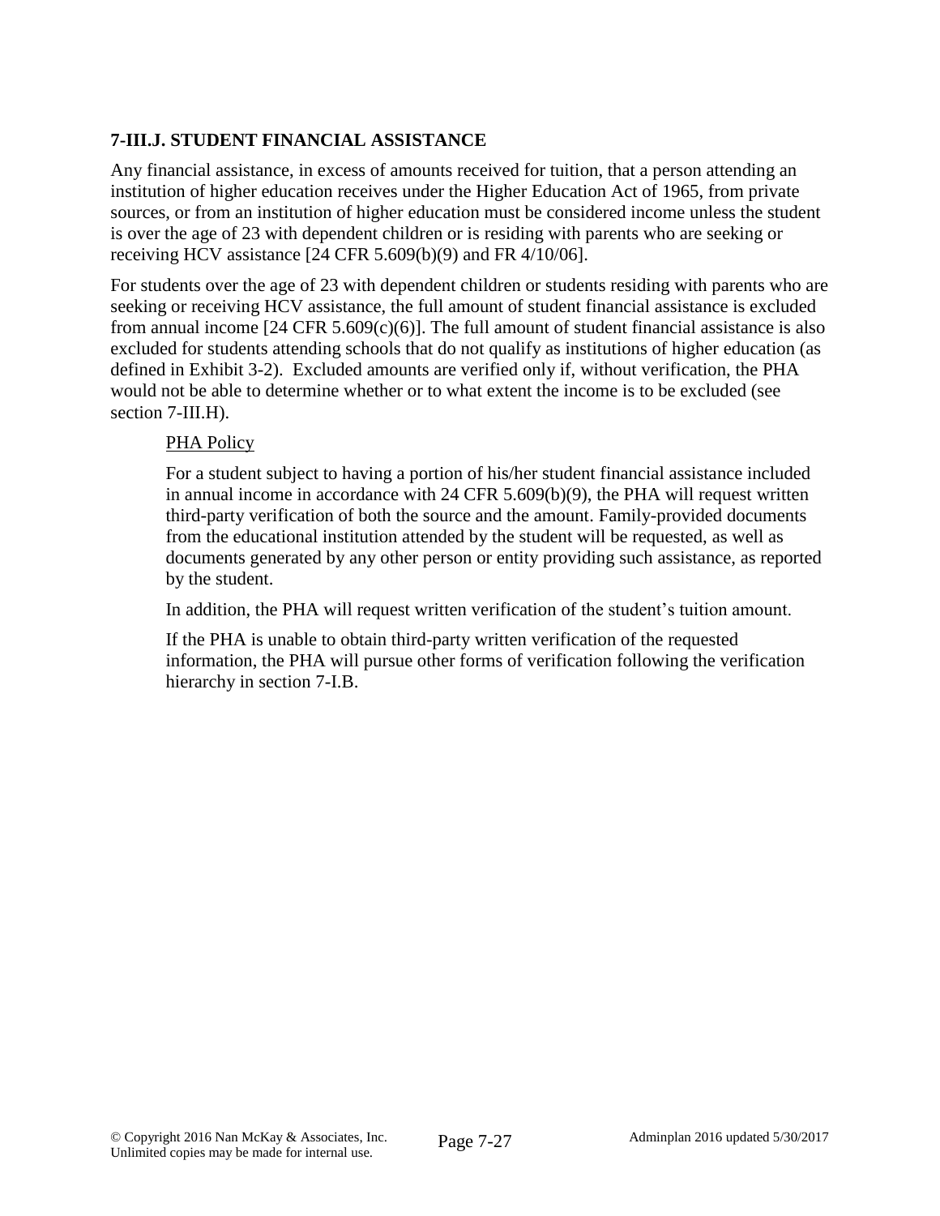### 7-III.J. STUDENT FINANCIAL ASSISTANCE

Any financial assistance, in excess of amounts received for tuition, that a person attending an institution of higher education receives under the Higher Education Act of 1965, from private sources, or from an institution of higher education must be considered income unless the student is over the age of 23 with dependent children or is residing with parents who are seeking or receiving HCV assistance [24 CFR 5.609(b)(9) and FR 4/10/06].

For students over the age of 23 with dependent children or students residing with parents who are seeking or receiving HCV assistance, the full amount of student financial assistance is excluded from annual income [24 CFR 5.609(c)(6)]. The full amount of student financial assistance is also excluded for students attending schools that do not qualify as institutions of higher education (as defined in Exhibit 3-2). Excluded amounts are verified only if, without verification, the PHA would not be able to determine whether or to what extent the income is to be excluded (see section 7-III.H).

> <u>PHA Policy</u>
>
> For a student subject to having a portion of his/her student financial assistance included in annual income in accordance with 24 CFR 5.609(b)(9), the PHA will request written third-party verification of both the source and the amount. Family-provided documents from the educational institution attended by the student will be requested, as well as documents generated by any other person or entity providing such assistance, as reported by the student.
>
> In addition, the PHA will request written verification of the student's tuition amount.
>
> If the PHA is unable to obtain third-party written verification of the requested information, the PHA will pursue other forms of verification following the verification hierarchy in section 7-I.B.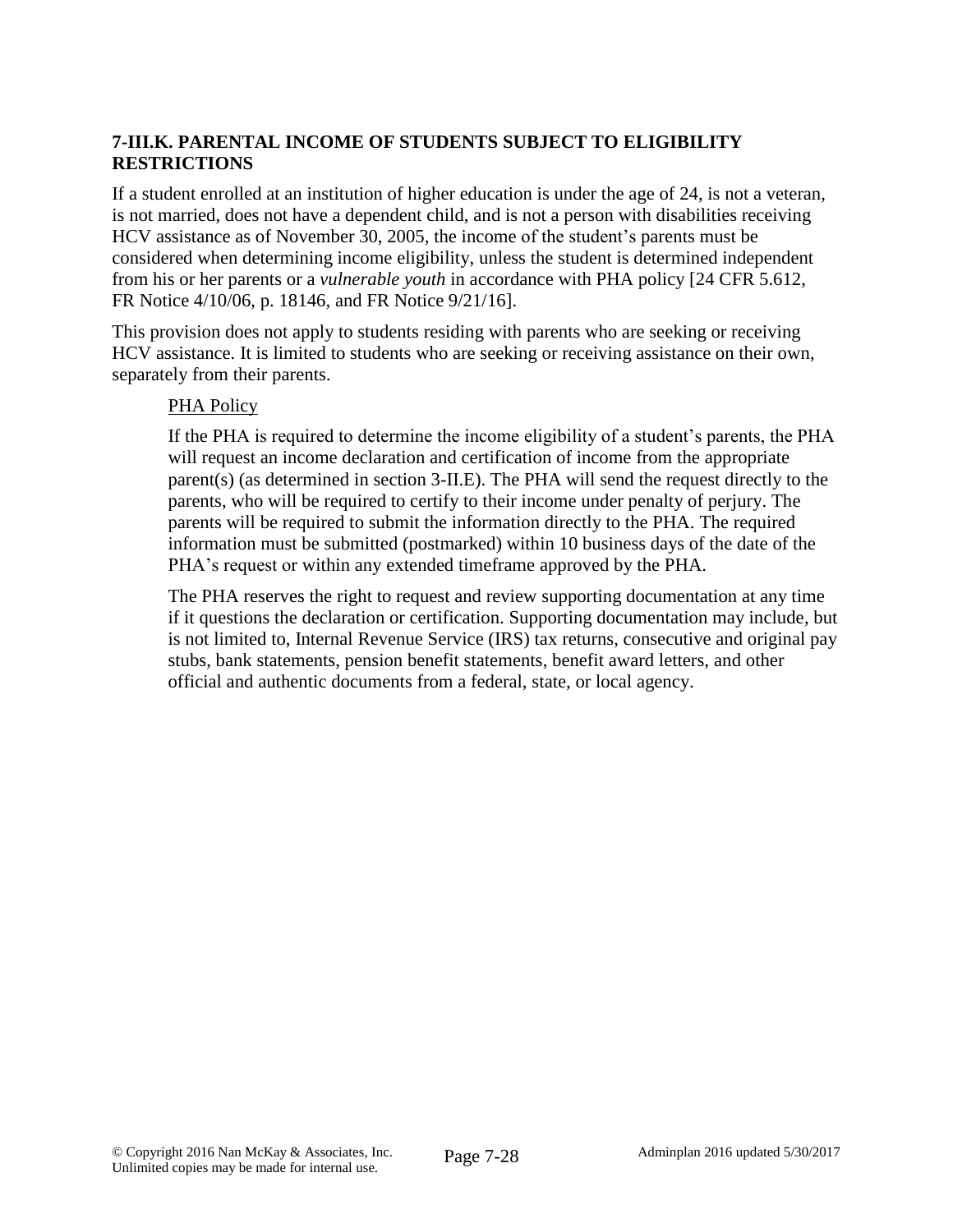### 7-III.K. PARENTAL INCOME OF STUDENTS SUBJECT TO ELIGIBILITY RESTRICTIONS

If a student enrolled at an institution of higher education is under the age of 24, is not a veteran, is not married, does not have a dependent child, and is not a person with disabilities receiving HCV assistance as of November 30, 2005, the income of the student's parents must be considered when determining income eligibility, unless the student is determined independent from his or her parents or a *vulnerable youth* in accordance with PHA policy [24 CFR 5.612, FR Notice 4/10/06, p. 18146, and FR Notice 9/21/16].

This provision does not apply to students residing with parents who are seeking or receiving HCV assistance. It is limited to students who are seeking or receiving assistance on their own, separately from their parents.

PHA Policy

If the PHA is required to determine the income eligibility of a student's parents, the PHA will request an income declaration and certification of income from the appropriate parent(s) (as determined in section 3-II.E). The PHA will send the request directly to the parents, who will be required to certify to their income under penalty of perjury. The parents will be required to submit the information directly to the PHA. The required information must be submitted (postmarked) within 10 business days of the date of the PHA's request or within any extended timeframe approved by the PHA.

The PHA reserves the right to request and review supporting documentation at any time if it questions the declaration or certification. Supporting documentation may include, but is not limited to, Internal Revenue Service (IRS) tax returns, consecutive and original pay stubs, bank statements, pension benefit statements, benefit award letters, and other official and authentic documents from a federal, state, or local agency.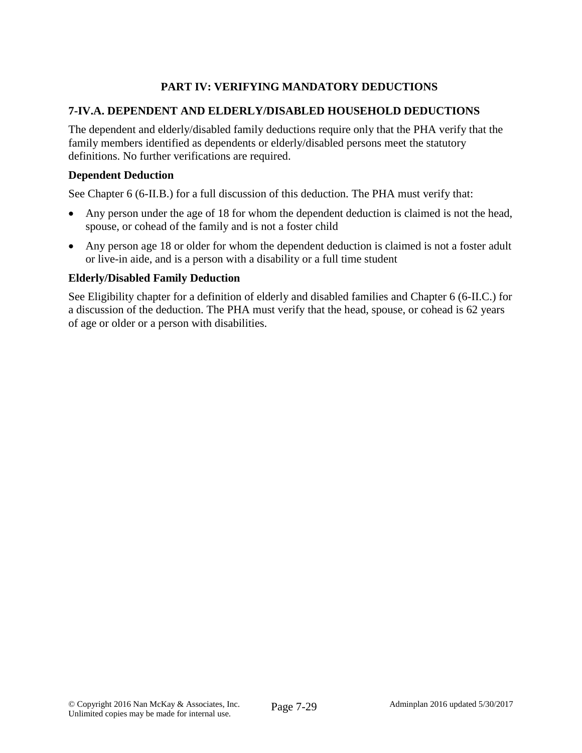## PART IV: VERIFYING MANDATORY DEDUCTIONS

### 7-IV.A. DEPENDENT AND ELDERLY/DISABLED HOUSEHOLD DEDUCTIONS

The dependent and elderly/disabled family deductions require only that the PHA verify that the family members identified as dependents or elderly/disabled persons meet the statutory definitions. No further verifications are required.

**Dependent Deduction**

See Chapter 6 (6-II.B.) for a full discussion of this deduction. The PHA must verify that:

- Any person under the age of 18 for whom the dependent deduction is claimed is not the head, spouse, or cohead of the family and is not a foster child
- Any person age 18 or older for whom the dependent deduction is claimed is not a foster adult or live-in aide, and is a person with a disability or a full time student

**Elderly/Disabled Family Deduction**

See Eligibility chapter for a definition of elderly and disabled families and Chapter 6 (6-II.C.) for a discussion of the deduction. The PHA must verify that the head, spouse, or cohead is 62 years of age or older or a person with disabilities.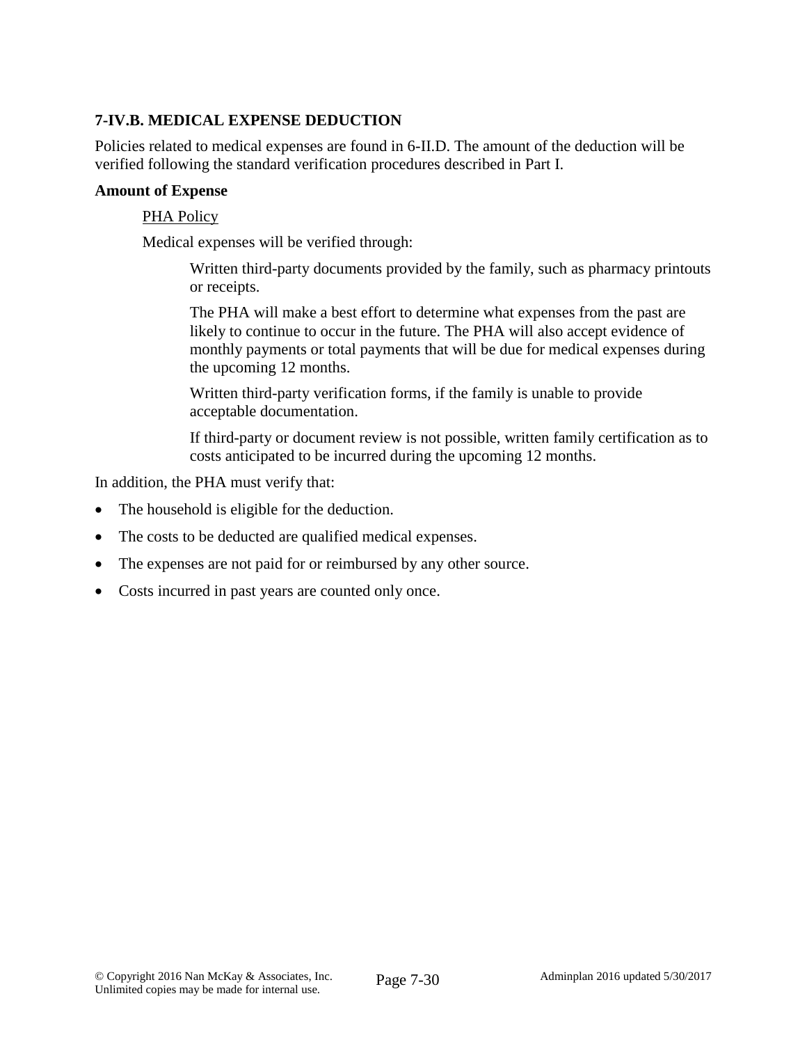### 7-IV.B. MEDICAL EXPENSE DEDUCTION

Policies related to medical expenses are found in 6-II.D. The amount of the deduction will be verified following the standard verification procedures described in Part I.

**Amount of Expense**

PHA Policy

Medical expenses will be verified through:

Written third-party documents provided by the family, such as pharmacy printouts or receipts.

The PHA will make a best effort to determine what expenses from the past are likely to continue to occur in the future. The PHA will also accept evidence of monthly payments or total payments that will be due for medical expenses during the upcoming 12 months.

Written third-party verification forms, if the family is unable to provide acceptable documentation.

If third-party or document review is not possible, written family certification as to costs anticipated to be incurred during the upcoming 12 months.

In addition, the PHA must verify that:

- The household is eligible for the deduction.
- The costs to be deducted are qualified medical expenses.
- The expenses are not paid for or reimbursed by any other source.
- Costs incurred in past years are counted only once.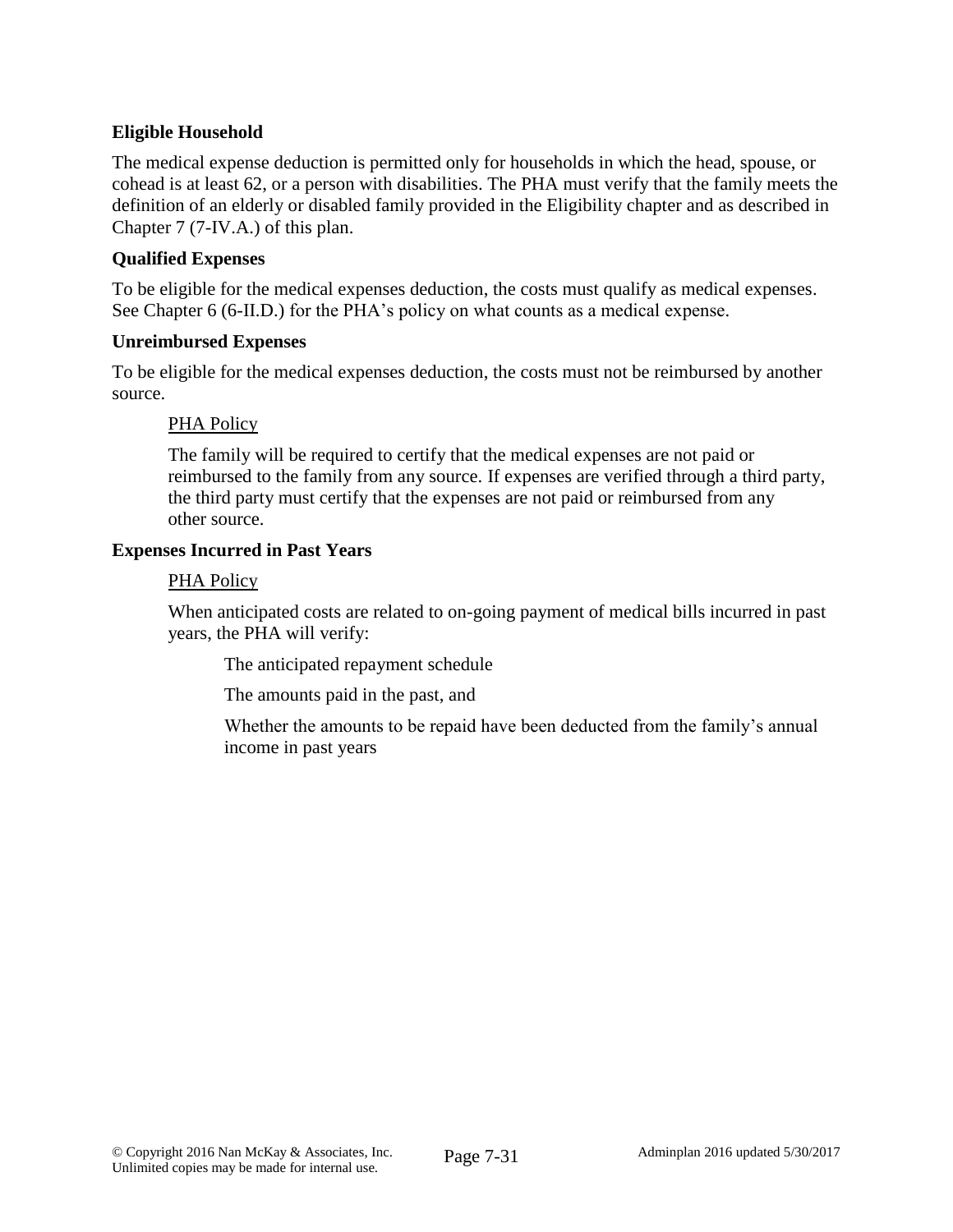**Eligible Household**

The medical expense deduction is permitted only for households in which the head, spouse, or cohead is at least 62, or a person with disabilities. The PHA must verify that the family meets the definition of an elderly or disabled family provided in the Eligibility chapter and as described in Chapter 7 (7-IV.A.) of this plan.

**Qualified Expenses**

To be eligible for the medical expenses deduction, the costs must qualify as medical expenses. See Chapter 6 (6-II.D.) for the PHA's policy on what counts as a medical expense.

**Unreimbursed Expenses**

To be eligible for the medical expenses deduction, the costs must not be reimbursed by another source.

> <u>PHA Policy</u>
>
> The family will be required to certify that the medical expenses are not paid or reimbursed to the family from any source. If expenses are verified through a third party, the third party must certify that the expenses are not paid or reimbursed from any other source.

**Expenses Incurred in Past Years**

> <u>PHA Policy</u>
>
> When anticipated costs are related to on-going payment of medical bills incurred in past years, the PHA will verify:
>
> > The anticipated repayment schedule
> >
> > The amounts paid in the past, and
> >
> > Whether the amounts to be repaid have been deducted from the family's annual income in past years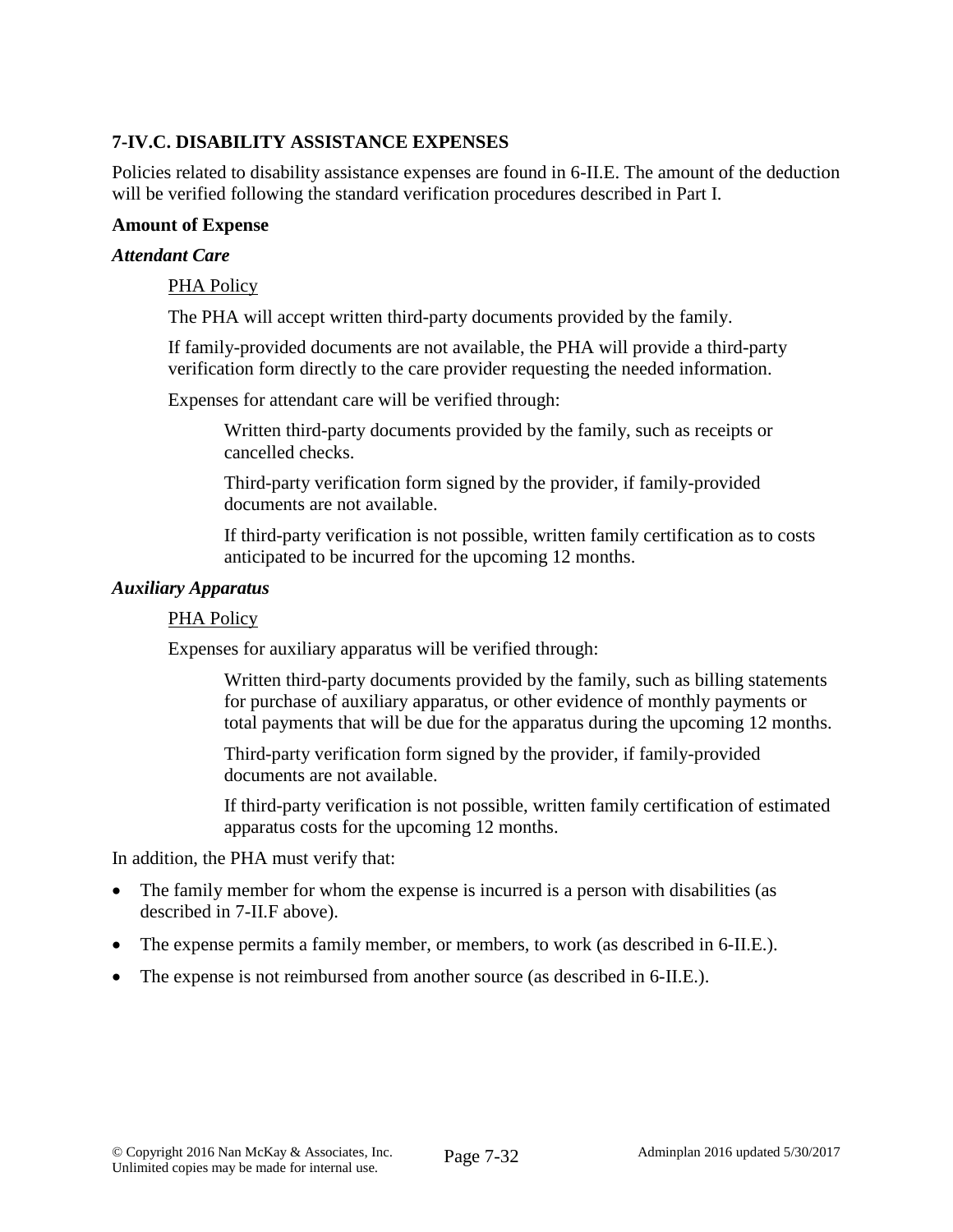## 7-IV.C. DISABILITY ASSISTANCE EXPENSES

Policies related to disability assistance expenses are found in 6-II.E. The amount of the deduction will be verified following the standard verification procedures described in Part I.

**Amount of Expense**

***Attendant Care***

PHA Policy

The PHA will accept written third-party documents provided by the family.

If family-provided documents are not available, the PHA will provide a third-party verification form directly to the care provider requesting the needed information.

Expenses for attendant care will be verified through:

Written third-party documents provided by the family, such as receipts or cancelled checks.

Third-party verification form signed by the provider, if family-provided documents are not available.

If third-party verification is not possible, written family certification as to costs anticipated to be incurred for the upcoming 12 months.

***Auxiliary Apparatus***

PHA Policy

Expenses for auxiliary apparatus will be verified through:

Written third-party documents provided by the family, such as billing statements for purchase of auxiliary apparatus, or other evidence of monthly payments or total payments that will be due for the apparatus during the upcoming 12 months.

Third-party verification form signed by the provider, if family-provided documents are not available.

If third-party verification is not possible, written family certification of estimated apparatus costs for the upcoming 12 months.

In addition, the PHA must verify that:

- The family member for whom the expense is incurred is a person with disabilities (as described in 7-II.F above).
- The expense permits a family member, or members, to work (as described in 6-II.E.).
- The expense is not reimbursed from another source (as described in 6-II.E.).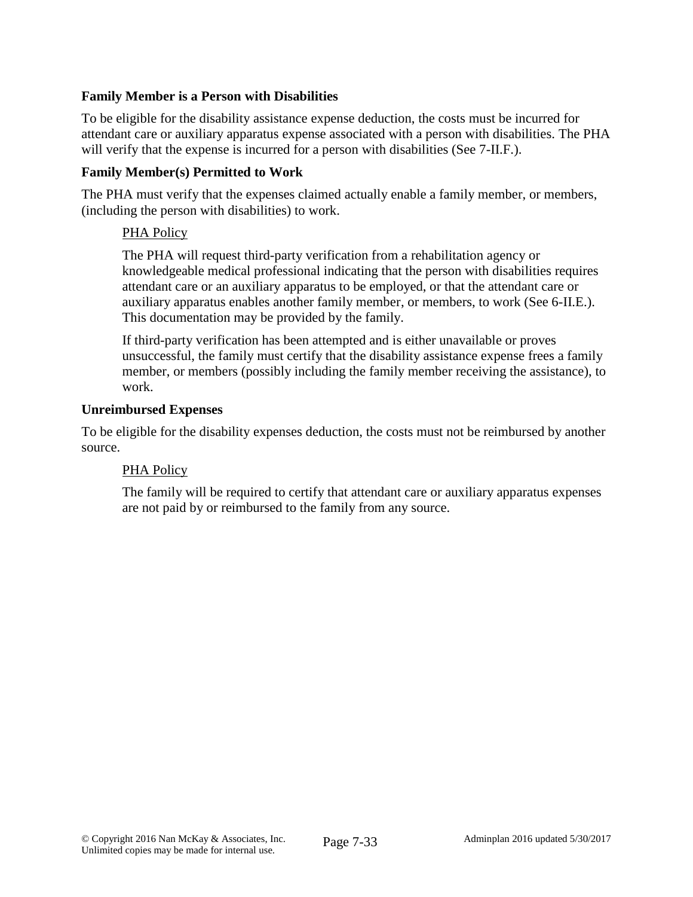#### Family Member is a Person with Disabilities

To be eligible for the disability assistance expense deduction, the costs must be incurred for attendant care or auxiliary apparatus expense associated with a person with disabilities. The PHA will verify that the expense is incurred for a person with disabilities (See 7-II.F.).

#### Family Member(s) Permitted to Work

The PHA must verify that the expenses claimed actually enable a family member, or members, (including the person with disabilities) to work.

> PHA Policy
>
> The PHA will request third-party verification from a rehabilitation agency or knowledgeable medical professional indicating that the person with disabilities requires attendant care or an auxiliary apparatus to be employed, or that the attendant care or auxiliary apparatus enables another family member, or members, to work (See 6-II.E.). This documentation may be provided by the family.
>
> If third-party verification has been attempted and is either unavailable or proves unsuccessful, the family must certify that the disability assistance expense frees a family member, or members (possibly including the family member receiving the assistance), to work.

#### Unreimbursed Expenses

To be eligible for the disability expenses deduction, the costs must not be reimbursed by another source.

> PHA Policy
>
> The family will be required to certify that attendant care or auxiliary apparatus expenses are not paid by or reimbursed to the family from any source.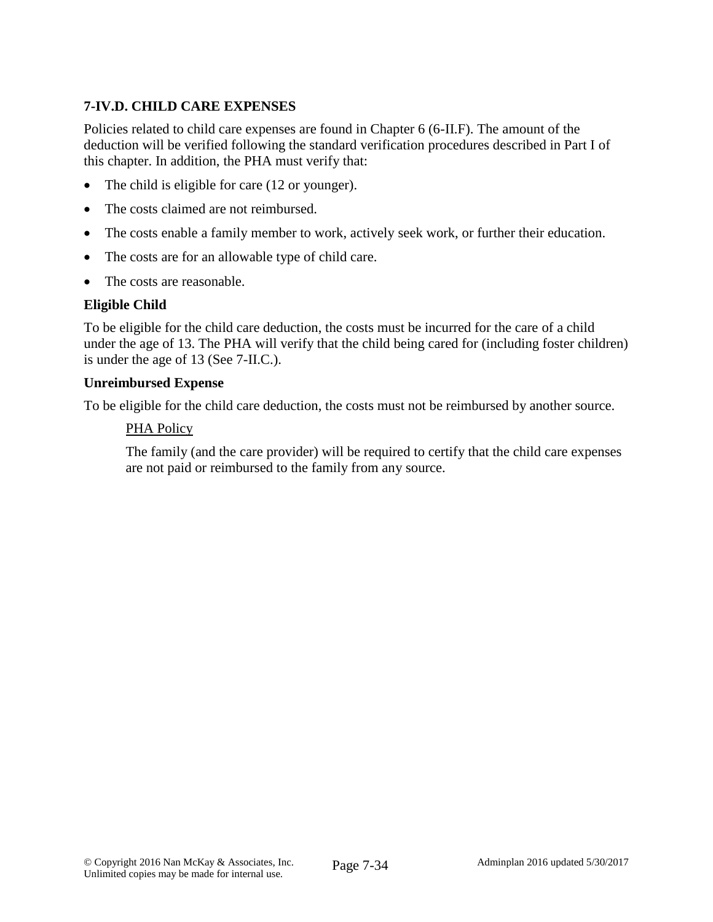### 7-IV.D. CHILD CARE EXPENSES

Policies related to child care expenses are found in Chapter 6 (6-II.F). The amount of the deduction will be verified following the standard verification procedures described in Part I of this chapter. In addition, the PHA must verify that:

- The child is eligible for care (12 or younger).
- The costs claimed are not reimbursed.
- The costs enable a family member to work, actively seek work, or further their education.
- The costs are for an allowable type of child care.
- The costs are reasonable.

**Eligible Child**

To be eligible for the child care deduction, the costs must be incurred for the care of a child under the age of 13. The PHA will verify that the child being cared for (including foster children) is under the age of 13 (See 7-II.C.).

**Unreimbursed Expense**

To be eligible for the child care deduction, the costs must not be reimbursed by another source.

> PHA Policy
>
> The family (and the care provider) will be required to certify that the child care expenses are not paid or reimbursed to the family from any source.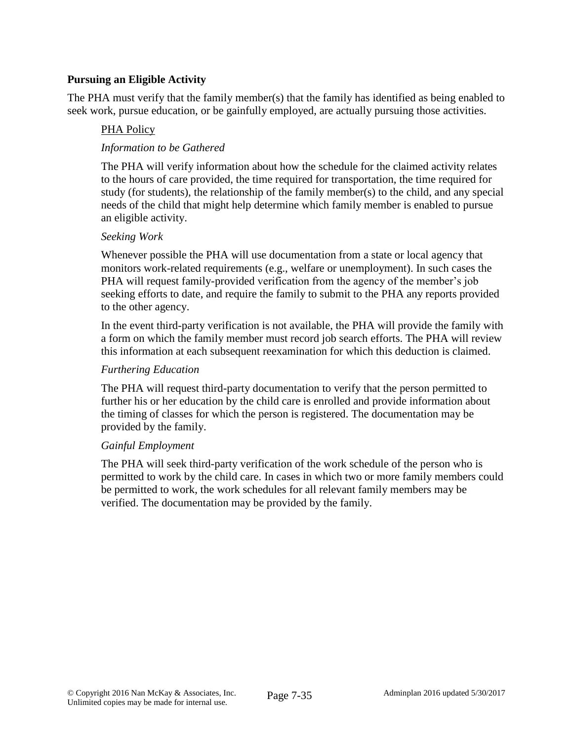**Pursuing an Eligible Activity**

The PHA must verify that the family member(s) that the family has identified as being enabled to seek work, pursue education, or be gainfully employed, are actually pursuing those activities.

PHA Policy

*Information to be Gathered*

The PHA will verify information about how the schedule for the claimed activity relates to the hours of care provided, the time required for transportation, the time required for study (for students), the relationship of the family member(s) to the child, and any special needs of the child that might help determine which family member is enabled to pursue an eligible activity.

*Seeking Work*

Whenever possible the PHA will use documentation from a state or local agency that monitors work-related requirements (e.g., welfare or unemployment). In such cases the PHA will request family-provided verification from the agency of the member's job seeking efforts to date, and require the family to submit to the PHA any reports provided to the other agency.

In the event third-party verification is not available, the PHA will provide the family with a form on which the family member must record job search efforts. The PHA will review this information at each subsequent reexamination for which this deduction is claimed.

*Furthering Education*

The PHA will request third-party documentation to verify that the person permitted to further his or her education by the child care is enrolled and provide information about the timing of classes for which the person is registered. The documentation may be provided by the family.

*Gainful Employment*

The PHA will seek third-party verification of the work schedule of the person who is permitted to work by the child care. In cases in which two or more family members could be permitted to work, the work schedules for all relevant family members may be verified. The documentation may be provided by the family.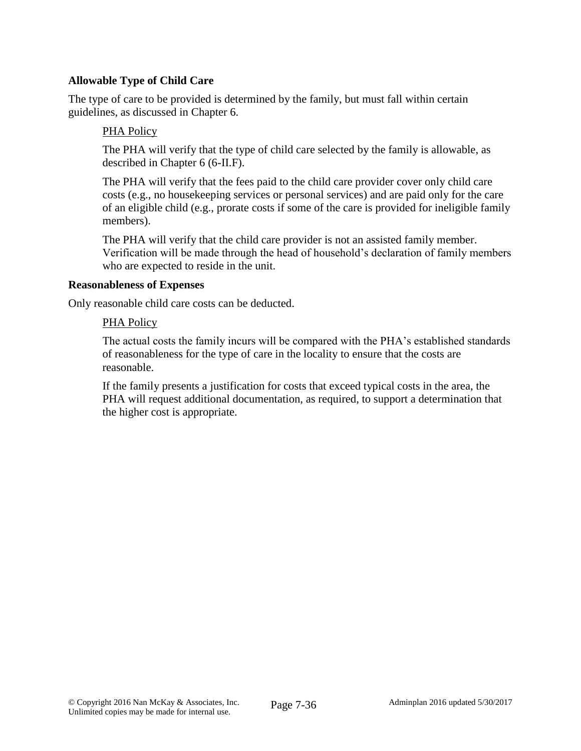**Allowable Type of Child Care**

The type of care to be provided is determined by the family, but must fall within certain guidelines, as discussed in Chapter 6.

PHA Policy

The PHA will verify that the type of child care selected by the family is allowable, as described in Chapter 6 (6-II.F).

The PHA will verify that the fees paid to the child care provider cover only child care costs (e.g., no housekeeping services or personal services) and are paid only for the care of an eligible child (e.g., prorate costs if some of the care is provided for ineligible family members).

The PHA will verify that the child care provider is not an assisted family member. Verification will be made through the head of household's declaration of family members who are expected to reside in the unit.

**Reasonableness of Expenses**

Only reasonable child care costs can be deducted.

PHA Policy

The actual costs the family incurs will be compared with the PHA's established standards of reasonableness for the type of care in the locality to ensure that the costs are reasonable.

If the family presents a justification for costs that exceed typical costs in the area, the PHA will request additional documentation, as required, to support a determination that the higher cost is appropriate.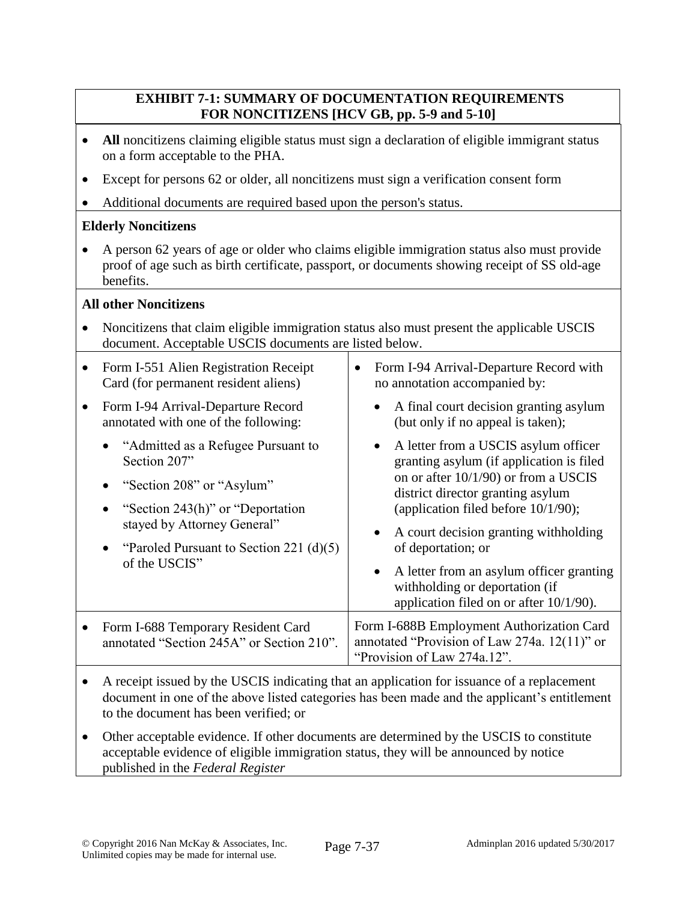## EXHIBIT 7-1: SUMMARY OF DOCUMENTATION REQUIREMENTS FOR NONCITIZENS [HCV GB, pp. 5-9 and 5-10]

- **All** noncitizens claiming eligible status must sign a declaration of eligible immigrant status on a form acceptable to the PHA.
- Except for persons 62 or older, all noncitizens must sign a verification consent form
- Additional documents are required based upon the person's status.

**Elderly Noncitizens**

- A person 62 years of age or older who claims eligible immigration status also must provide proof of age such as birth certificate, passport, or documents showing receipt of SS old-age benefits.

**All other Noncitizens**

- Noncitizens that claim eligible immigration status also must present the applicable USCIS document. Acceptable USCIS documents are listed below.

| | |
|---|---|
| • Form I-551 Alien Registration Receipt Card (for permanent resident aliens)<br>• Form I-94 Arrival-Departure Record annotated with one of the following:<br>  • "Admitted as a Refugee Pursuant to Section 207"<br>  • "Section 208" or "Asylum"<br>  • "Section 243(h)" or "Deportation stayed by Attorney General"<br>  • "Paroled Pursuant to Section 221 (d)(5) of the USCIS" | • Form I-94 Arrival-Departure Record with no annotation accompanied by:<br>  • A final court decision granting asylum (but only if no appeal is taken);<br>  • A letter from a USCIS asylum officer granting asylum (if application is filed on or after 10/1/90) or from a USCIS district director granting asylum (application filed before 10/1/90);<br>  • A court decision granting withholding of deportation; or<br>  • A letter from an asylum officer granting withholding or deportation (if application filed on or after 10/1/90). |
| • Form I-688 Temporary Resident Card annotated "Section 245A" or Section 210". | Form I-688B Employment Authorization Card annotated "Provision of Law 274a. 12(11)" or "Provision of Law 274a.12". |

- A receipt issued by the USCIS indicating that an application for issuance of a replacement document in one of the above listed categories has been made and the applicant's entitlement to the document has been verified; or
- Other acceptable evidence. If other documents are determined by the USCIS to constitute acceptable evidence of eligible immigration status, they will be announced by notice published in the *Federal Register*